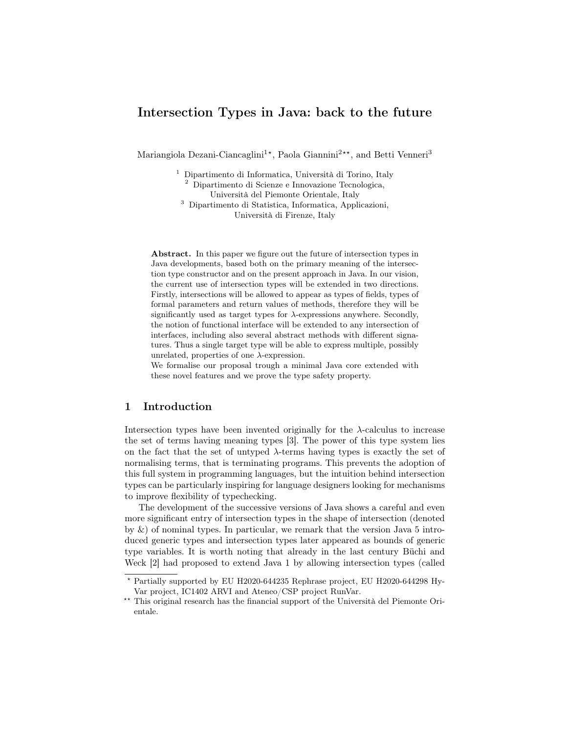# Intersection Types in Java: back to the future

Mariangiola Dezani-Ciancaglini[1*], Paola Giannini[2**], and Betti Venneri[3]

[1] Dipartimento di Informatica, Università di Torino, Italy
[2] Dipartimento di Scienze e Innovazione Tecnologica, Università del Piemonte Orientale, Italy
[3] Dipartimento di Statistica, Informatica, Applicazioni, Università di Firenze, Italy

**Abstract.** In this paper we figure out the future of intersection types in Java developments, based both on the primary meaning of the intersection type constructor and on the present approach in Java. In our vision, the current use of intersection types will be extended in two directions. Firstly, intersections will be allowed to appear as types of fields, types of formal parameters and return values of methods, therefore they will be significantly used as target types for $\lambda$-expressions anywhere. Secondly, the notion of functional interface will be extended to any intersection of interfaces, including also several abstract methods with different signatures. Thus a single target type will be able to express multiple, possibly unrelated, properties of one $\lambda$-expression.
We formalise our proposal trough a minimal Java core extended with these novel features and we prove the type safety property.

## 1 Introduction

Intersection types have been invented originally for the $\lambda$-calculus to increase the set of terms having meaning types [3]. The power of this type system lies on the fact that the set of untyped $\lambda$-terms having types is exactly the set of normalising terms, that is terminating programs. This prevents the adoption of this full system in programming languages, but the intuition behind intersection types can be particularly inspiring for language designers looking for mechanisms to improve flexibility of typechecking.

The development of the successive versions of Java shows a careful and even more significant entry of intersection types in the shape of intersection (denoted by &) of nominal types. In particular, we remark that the version Java 5 introduced generic types and intersection types later appeared as bounds of generic type variables. It is worth noting that already in the last century Büchi and Weck [2] had proposed to extend Java 1 by allowing intersection types (called

* Partially supported by EU H2020-644235 Rephrase project, EU H2020-644298 HyVar project, IC1402 ARVI and Ateneo/CSP project RunVar.

** This original research has the financial support of the Università del Piemonte Orientale.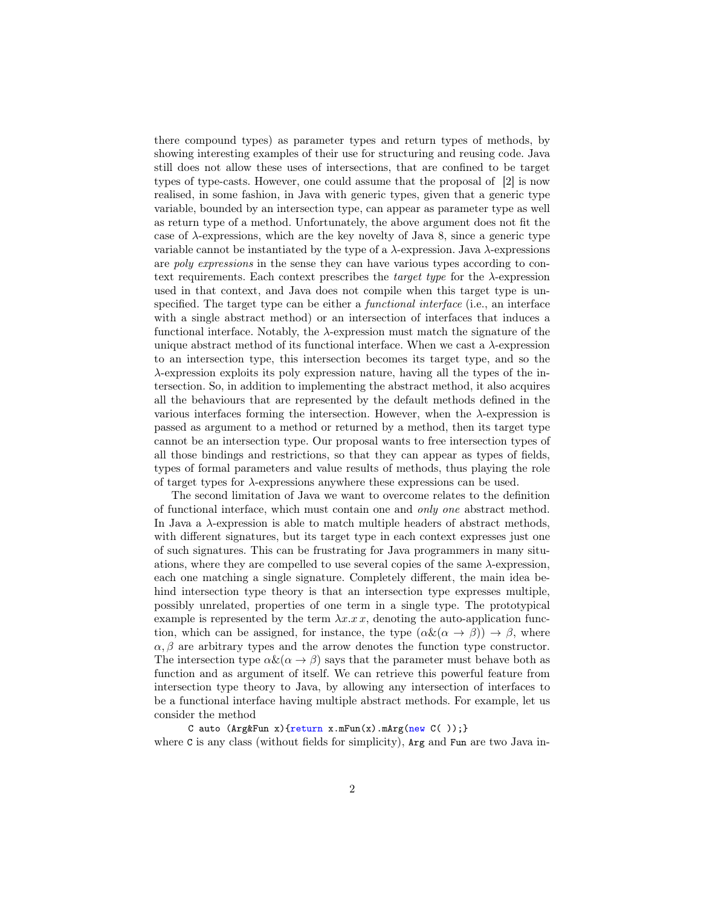there compound types) as parameter types and return types of methods, by showing interesting examples of their use for structuring and reusing code. Java still does not allow these uses of intersections, that are confined to be target types of type-casts. However, one could assume that the proposal of [2] is now realised, in some fashion, in Java with generic types, given that a generic type variable, bounded by an intersection type, can appear as parameter type as well as return type of a method. Unfortunately, the above argument does not fit the case of $\lambda$-expressions, which are the key novelty of Java 8, since a generic type variable cannot be instantiated by the type of a $\lambda$-expression. Java $\lambda$-expressions are *poly expressions* in the sense they can have various types according to context requirements. Each context prescribes the *target type* for the $\lambda$-expression used in that context, and Java does not compile when this target type is unspecified. The target type can be either a *functional interface* (i.e., an interface with a single abstract method) or an intersection of interfaces that induces a functional interface. Notably, the $\lambda$-expression must match the signature of the unique abstract method of its functional interface. When we cast a $\lambda$-expression to an intersection type, this intersection becomes its target type, and so the $\lambda$-expression exploits its poly expression nature, having all the types of the intersection. So, in addition to implementing the abstract method, it also acquires all the behaviours that are represented by the default methods defined in the various interfaces forming the intersection. However, when the $\lambda$-expression is passed as argument to a method or returned by a method, then its target type cannot be an intersection type. Our proposal wants to free intersection types of all those bindings and restrictions, so that they can appear as types of fields, types of formal parameters and value results of methods, thus playing the role of target types for $\lambda$-expressions anywhere these expressions can be used.

The second limitation of Java we want to overcome relates to the definition of functional interface, which must contain one and *only one* abstract method. In Java a $\lambda$-expression is able to match multiple headers of abstract methods, with different signatures, but its target type in each context expresses just one of such signatures. This can be frustrating for Java programmers in many situations, where they are compelled to use several copies of the same $\lambda$-expression, each one matching a single signature. Completely different, the main idea behind intersection type theory is that an intersection type expresses multiple, possibly unrelated, properties of one term in a single type. The prototypical example is represented by the term $\lambda x.x\,x$, denoting the auto-application function, which can be assigned, for instance, the type $(\alpha\&(\alpha \to \beta)) \to \beta$, where $\alpha, \beta$ are arbitrary types and the arrow denotes the function type constructor. The intersection type $\alpha\&(\alpha \to \beta)$ says that the parameter must behave both as function and as argument of itself. We can retrieve this powerful feature from intersection type theory to Java, by allowing any intersection of interfaces to be a functional interface having multiple abstract methods. For example, let us consider the method

```
C auto (Arg&Fun x){return x.mFun(x).mArg(new C( ));}
```

where `C` is any class (without fields for simplicity), `Arg` and `Fun` are two Java in-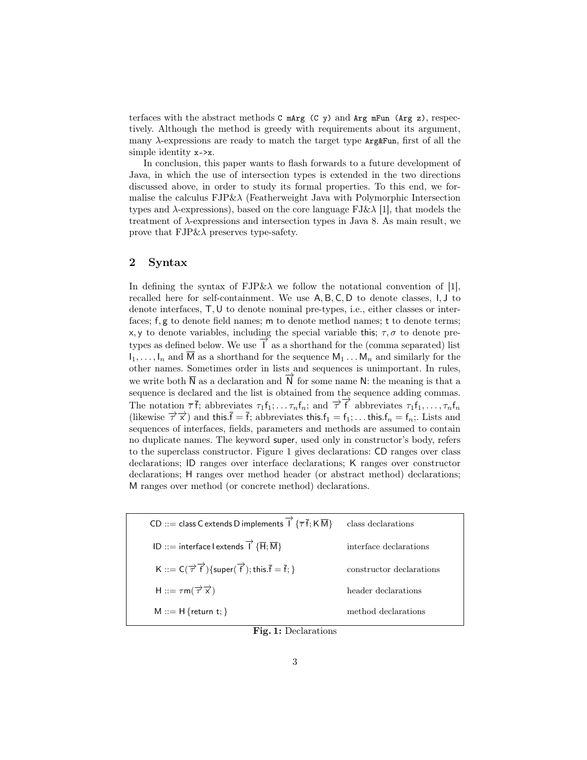terfaces with the abstract methods `C mArg (C y)` and `Arg mFun (Arg z)`, respectively. Although the method is greedy with requirements about its argument, many $\lambda$-expressions are ready to match the target type `Arg&Fun`, first of all the simple identity `x->x`.

In conclusion, this paper wants to flash forwards to a future development of Java, in which the use of intersection types is extended in the two directions discussed above, in order to study its formal properties. To this end, we formalise the calculus FJP&$\lambda$ (Featherweight Java with Polymorphic Intersection types and $\lambda$-expressions), based on the core language FJ&$\lambda$ [1], that models the treatment of $\lambda$-expressions and intersection types in Java 8. As main result, we prove that FJP&$\lambda$ preserves type-safety.

## 2 Syntax

In defining the syntax of FJP&$\lambda$ we follow the notational convention of [1], recalled here for self-containment. We use $\mathsf{A}, \mathsf{B}, \mathsf{C}, \mathsf{D}$ to denote classes, $\mathsf{I}, \mathsf{J}$ to denote interfaces, $\mathsf{T}, \mathsf{U}$ to denote nominal pre-types, i.e., either classes or interfaces; $\mathsf{f}, \mathsf{g}$ to denote field names; $\mathsf{m}$ to denote method names; $\mathsf{t}$ to denote terms; $\mathsf{x}, \mathsf{y}$ to denote variables, including the special variable $\mathsf{this}$; $\tau, \sigma$ to denote pre-types as defined below. We use $\overrightarrow{\mathsf{I}}$ as a shorthand for the (comma separated) list $\mathsf{I}_1, \ldots, \mathsf{I}_n$ and $\overline{\mathsf{M}}$ as a shorthand for the sequence $\mathsf{M}_1 \ldots \mathsf{M}_n$ and similarly for the other names. Sometimes order in lists and sequences is unimportant. In rules, we write both $\overline{\mathsf{N}}$ as a declaration and $\overrightarrow{\mathsf{N}}$ for some name $\mathsf{N}$: the meaning is that a sequence is declared and the list is obtained from the sequence adding commas. The notation $\overline{\tau}\,\overline{\mathsf{f}};$ abbreviates $\tau_1\mathsf{f}_1; \ldots \tau_n\mathsf{f}_n;$ and $\overrightarrow{\tau}\,\overrightarrow{\mathsf{f}}$ abbreviates $\tau_1\mathsf{f}_1, \ldots, \tau_n\mathsf{f}_n$ (likewise $\overrightarrow{\tau}\,\overrightarrow{\mathsf{x}}$) and $\mathsf{this}.\overline{\mathsf{f}} = \overline{\mathsf{f}};$ abbreviates $\mathsf{this}.\mathsf{f}_1 = \mathsf{f}_1; \ldots \mathsf{this}.\mathsf{f}_n = \mathsf{f}_n;$. Lists and sequences of interfaces, fields, parameters and methods are assumed to contain no duplicate names. The keyword $\mathsf{super}$, used only in constructor's body, refers to the superclass constructor. Figure 1 gives declarations: $\mathsf{CD}$ ranges over class declarations; $\mathsf{ID}$ ranges over interface declarations; $\mathsf{K}$ ranges over constructor declarations; $\mathsf{H}$ ranges over method header (or abstract method) declarations; $\mathsf{M}$ ranges over method (or concrete method) declarations.

| | |
|---|---|
| $\mathsf{CD} ::= \mathsf{class\ C\ extends\ D\ implements}\ \overrightarrow{\mathsf{I}}\ \{\overline{\tau}\,\overline{\mathsf{f}}; \mathsf{K}\,\overline{\mathsf{M}}\}$ | class declarations |
| $\mathsf{ID} ::= \mathsf{interface\ I\ extends}\ \overrightarrow{\mathsf{I}}\ \{\overline{\mathsf{H}}; \overline{\mathsf{M}}\}$ | interface declarations |
| $\mathsf{K} ::= \mathsf{C}(\overrightarrow{\tau}\,\overrightarrow{\mathsf{f}})\{\mathsf{super}(\overrightarrow{\mathsf{f}}); \mathsf{this}.\overline{\mathsf{f}} = \overline{\mathsf{f}};\}$ | constructor declarations |
| $\mathsf{H} ::= \tau\mathsf{m}(\overrightarrow{\tau}\,\overrightarrow{\mathsf{x}})$ | header declarations |
| $\mathsf{M} ::= \mathsf{H}\,\{\mathsf{return\ t};\}$ | method declarations |

**Fig. 1:** Declarations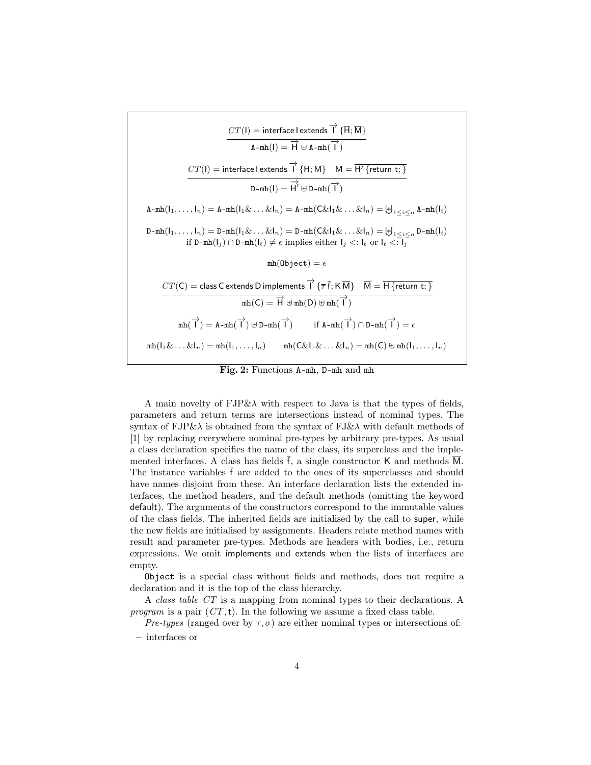$$\frac{CT(\mathsf{I}) = \mathsf{interface}\ \mathsf{I}\ \mathsf{extends}\ \overrightarrow{\mathsf{I}}\ \{\overline{\mathsf{H}}; \overline{\mathsf{M}}\}}{\mathtt{A\text{-}mh}(\mathsf{I}) = \overrightarrow{\mathsf{H}} \uplus \mathtt{A\text{-}mh}(\overrightarrow{\mathsf{I}})}$$

$$\frac{CT(\mathsf{I}) = \mathsf{interface}\ \mathsf{I}\ \mathsf{extends}\ \overrightarrow{\mathsf{I}}\ \{\overline{\mathsf{H}}; \overline{\mathsf{M}}\} \quad \overline{\mathsf{M}} = \overline{\mathsf{H}'\ \{\mathsf{return}\ \mathsf{t};\}}}{\mathtt{D\text{-}mh}(\mathsf{I}) = \overrightarrow{\mathsf{H}'} \uplus \mathtt{D\text{-}mh}(\overrightarrow{\mathsf{I}})}$$

$$\mathtt{A\text{-}mh}(\mathsf{I}_1, \ldots, \mathsf{I}_n) = \mathtt{A\text{-}mh}(\mathsf{I}_1 \& \ldots \& \mathsf{I}_n) = \mathtt{A\text{-}mh}(\mathsf{C}\&\mathsf{I}_1 \& \ldots \& \mathsf{I}_n) = \biguplus_{1 \le i \le n} \mathtt{A\text{-}mh}(\mathsf{I}_i)$$

$$\mathtt{D\text{-}mh}(\mathsf{I}_1, \ldots, \mathsf{I}_n) = \mathtt{D\text{-}mh}(\mathsf{I}_1 \& \ldots \& \mathsf{I}_n) = \mathtt{D\text{-}mh}(\mathsf{C}\&\mathsf{I}_1 \& \ldots \& \mathsf{I}_n) = \biguplus_{1 \le i \le n} \mathtt{D\text{-}mh}(\mathsf{I}_i)$$
$$\text{if } \mathtt{D\text{-}mh}(\mathsf{I}_j) \cap \mathtt{D\text{-}mh}(\mathsf{I}_\ell) \neq \epsilon \text{ implies either } \mathsf{I}_j <: \mathsf{I}_\ell \text{ or } \mathsf{I}_\ell <: \mathsf{I}_j$$

$$\mathtt{mh}(\mathtt{Object}) = \epsilon$$

$$\frac{CT(\mathsf{C}) = \mathsf{class}\ \mathsf{C}\ \mathsf{extends}\ \mathsf{D}\ \mathsf{implements}\ \overrightarrow{\mathsf{I}}\ \{\overline{\tau}\ \overline{\mathsf{f}}; \mathsf{K}\ \overline{\mathsf{M}}\} \quad \overline{\mathsf{M}} = \overline{\mathsf{H}\ \{\mathsf{return}\ \mathsf{t};\}}}{\mathtt{mh}(\mathsf{C}) = \overrightarrow{\mathsf{H}} \uplus \mathtt{mh}(\mathsf{D}) \uplus \mathtt{mh}(\overrightarrow{\mathsf{I}})}$$

$$\mathtt{mh}(\overrightarrow{\mathsf{I}}) = \mathtt{A\text{-}mh}(\overrightarrow{\mathsf{I}}) \uplus \mathtt{D\text{-}mh}(\overrightarrow{\mathsf{I}}) \qquad \text{if } \mathtt{A\text{-}mh}(\overrightarrow{\mathsf{I}}) \cap \mathtt{D\text{-}mh}(\overrightarrow{\mathsf{I}}) = \epsilon$$

$$\mathtt{mh}(\mathsf{I}_1 \& \ldots \& \mathsf{I}_n) = \mathtt{mh}(\mathsf{I}_1, \ldots, \mathsf{I}_n) \qquad \mathtt{mh}(\mathsf{C}\&\mathsf{I}_1 \& \ldots \& \mathsf{I}_n) = \mathtt{mh}(\mathsf{C}) \uplus \mathtt{mh}(\mathsf{I}_1, \ldots, \mathsf{I}_n)$$

**Fig. 2:** Functions A-mh, D-mh and mh

A main novelty of FJP&$\lambda$ with respect to Java is that the types of fields, parameters and return terms are intersections instead of nominal types. The syntax of FJP&$\lambda$ is obtained from the syntax of FJ&$\lambda$ with default methods of [1] by replacing everywhere nominal pre-types by arbitrary pre-types. As usual a class declaration specifies the name of the class, its superclass and the implemented interfaces. A class has fields $\overline{\mathsf{f}}$, a single constructor $\mathsf{K}$ and methods $\overline{\mathsf{M}}$. The instance variables $\overline{\mathsf{f}}$ are added to the ones of its superclasses and should have names disjoint from these. An interface declaration lists the extended interfaces, the method headers, and the default methods (omitting the keyword default). The arguments of the constructors correspond to the immutable values of the class fields. The inherited fields are initialised by the call to super, while the new fields are initialised by assignments. Headers relate method names with result and parameter pre-types. Methods are headers with bodies, i.e., return expressions. We omit implements and extends when the lists of interfaces are empty.

Object is a special class without fields and methods, does not require a declaration and it is the top of the class hierarchy.

A *class table* $CT$ is a mapping from nominal types to their declarations. A *program* is a pair $(CT, \mathsf{t})$. In the following we assume a fixed class table.

*Pre-types* (ranged over by $\tau, \sigma$) are either nominal types or intersections of:

- interfaces or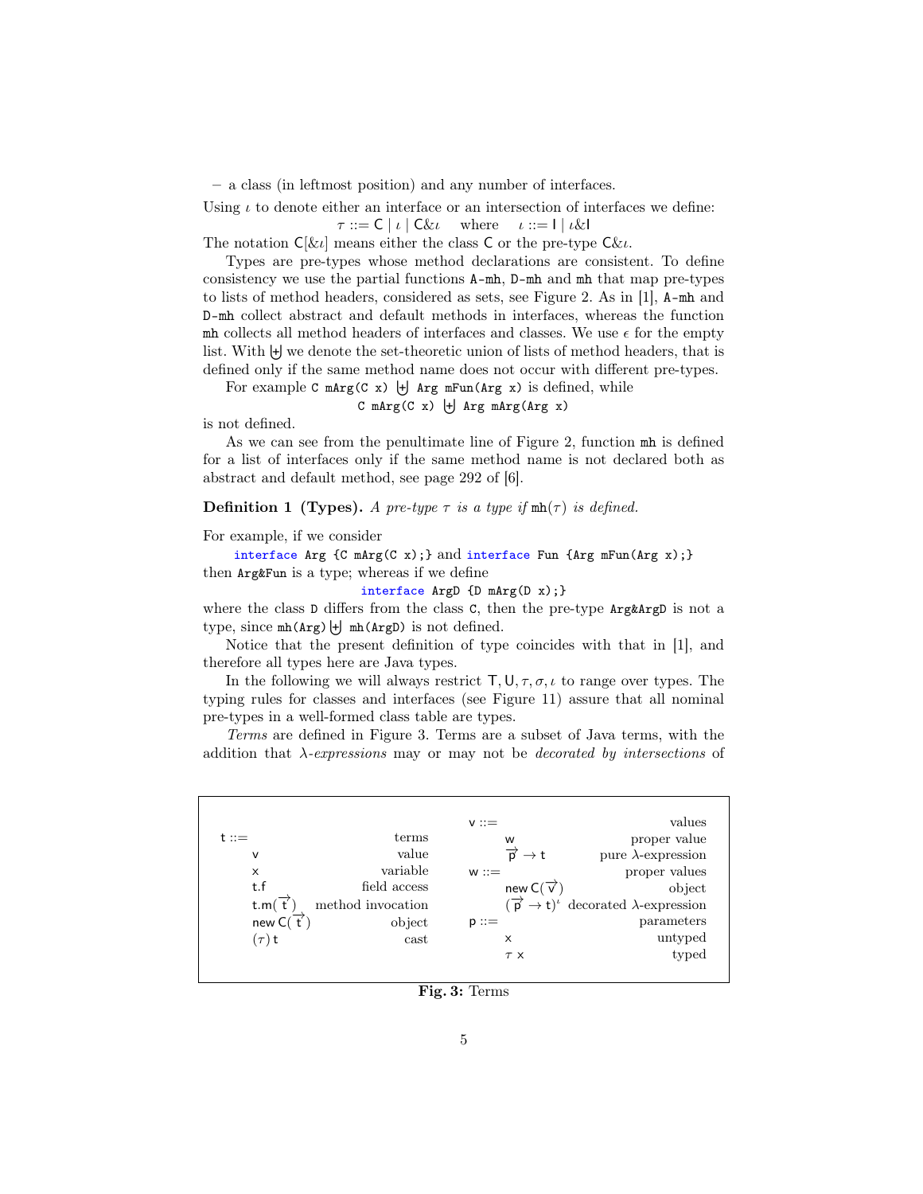– a class (in leftmost position) and any number of interfaces.

Using $\iota$ to denote either an interface or an intersection of interfaces we define:

$$\tau ::= \mathsf{C} \mid \iota \mid \mathsf{C}\&\iota \quad \text{where} \quad \iota ::= \mathsf{I} \mid \iota\&\mathsf{I}$$

The notation $\mathsf{C}[\&\iota]$ means either the class $\mathsf{C}$ or the pre-type $\mathsf{C}\&\iota$.

Types are pre-types whose method declarations are consistent. To define consistency we use the partial functions `A-mh`, `D-mh` and `mh` that map pre-types to lists of method headers, considered as sets, see Figure 2. As in [1], `A-mh` and `D-mh` collect abstract and default methods in interfaces, whereas the function `mh` collects all method headers of interfaces and classes. We use $\epsilon$ for the empty list. With $\biguplus$ we denote the set-theoretic union of lists of method headers, that is defined only if the same method name does not occur with different pre-types.

For example `C mArg(C x)` $\biguplus$ `Arg mFun(Arg x)` is defined, while

`C mArg(C x)` $\biguplus$ `Arg mArg(Arg x)`

is not defined.

As we can see from the penultimate line of Figure 2, function `mh` is defined for a list of interfaces only if the same method name is not declared both as abstract and default method, see page 292 of [6].

**Definition 1 (Types).** *A pre-type $\tau$ is a type if* `mh`$(\tau)$ *is defined.*

For example, if we consider

`interface Arg {C mArg(C x);}` and `interface Fun {Arg mFun(Arg x);}`

then `Arg&Fun` is a type; whereas if we define

`interface ArgD {D mArg(D x);}`

where the class `D` differs from the class `C`, then the pre-type `Arg&ArgD` is not a type, since `mh(Arg)` $\biguplus$ `mh(ArgD)` is not defined.

Notice that the present definition of type coincides with that in [1], and therefore all types here are Java types.

In the following we will always restrict $\mathsf{T}, \mathsf{U}, \tau, \sigma, \iota$ to range over types. The typing rules for classes and interfaces (see Figure 11) assure that all nominal pre-types in a well-formed class table are types.

*Terms* are defined in Figure 3. Terms are a subset of Java terms, with the addition that $\lambda$-*expressions* may or may not be *decorated by intersections* of

| | | | |
|---|---|---|---|
| $\mathsf{t} ::=$ | terms | $\mathsf{v} ::=$ | values |
| $\mathsf{v}$ | value | $\mathsf{w}$ | proper value |
| $\mathsf{x}$ | variable | $\overrightarrow{\mathsf{p}} \rightarrow \mathsf{t}$ | pure $\lambda$-expression |
| $\mathsf{t.f}$ | field access | $\mathsf{w} ::=$ | proper values |
| $\mathsf{t.m}(\overrightarrow{\mathsf{t}})$ | method invocation | $\mathsf{new\ C}(\overrightarrow{\mathsf{v}})$ | object |
| $\mathsf{new\ C}(\overrightarrow{\mathsf{t}})$ | object | $(\overrightarrow{\mathsf{p}} \rightarrow \mathsf{t})^{\iota}$ | decorated $\lambda$-expression |
| $(\tau)\,\mathsf{t}$ | cast | $\mathsf{p} ::=$ | parameters |
| | | $\mathsf{x}$ | untyped |
| | | $\tau\ \mathsf{x}$ | typed |

**Fig. 3:** Terms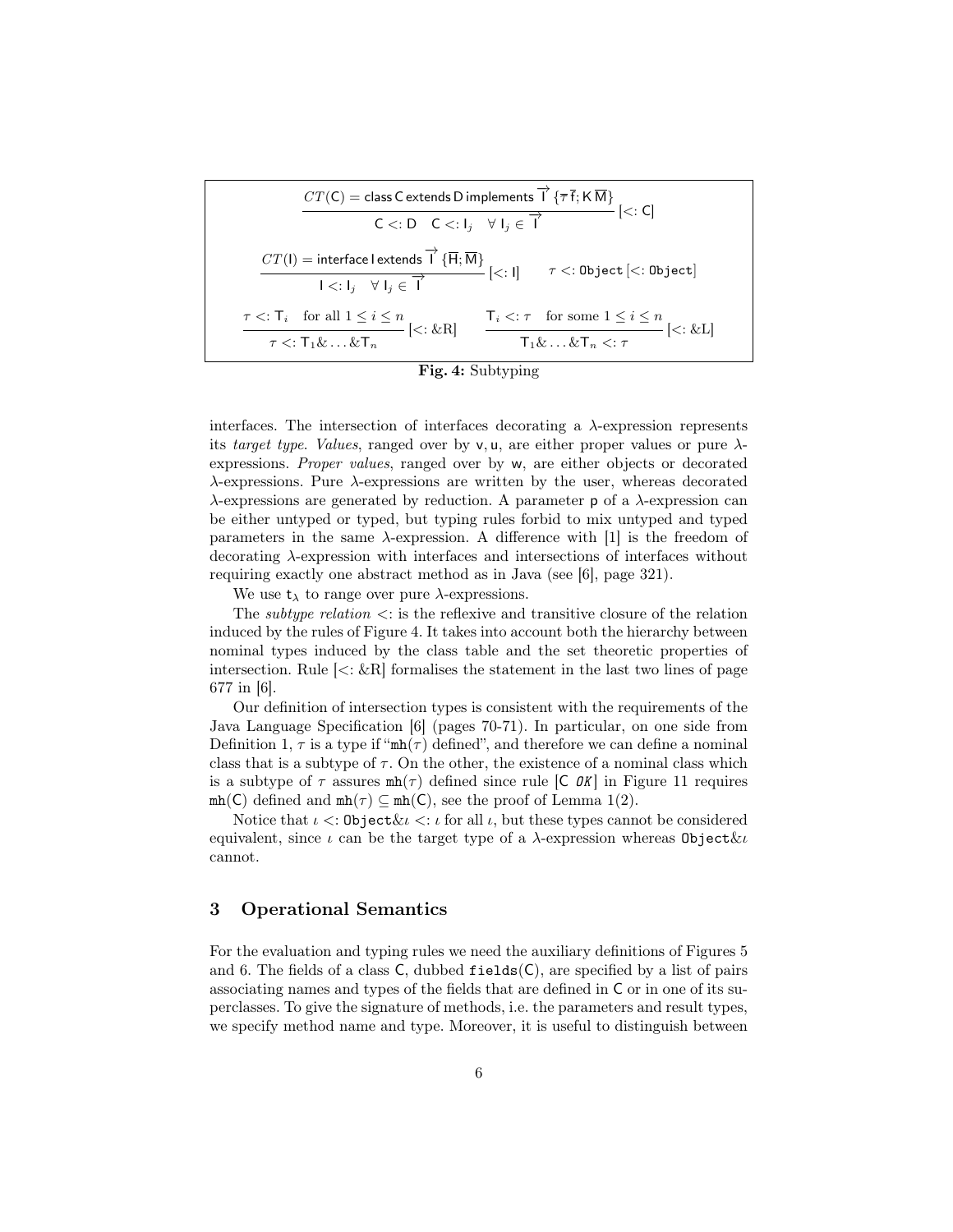$$\frac{CT(\mathsf{C}) = \mathsf{class\ C\ extends\ D\ implements\ } \overrightarrow{\mathsf{I}}\ \{\overline{\tau}\ \overline{\mathsf{f}};\ \mathsf{K}\ \overline{\mathsf{M}}\}}{\mathsf{C} <: \mathsf{D} \quad \mathsf{C} <: \mathsf{I}_j \quad \forall\ \mathsf{I}_j \in \overrightarrow{\mathsf{I}}}\ [<:\mathsf{C}]$$

$$\frac{CT(\mathsf{I}) = \mathsf{interface\ I\ extends\ } \overrightarrow{\mathsf{I}}\ \{\overline{\mathsf{H}};\ \overline{\mathsf{M}}\}}{\mathsf{I} <: \mathsf{I}_j \quad \forall\ \mathsf{I}_j \in \overrightarrow{\mathsf{I}}}\ [<:\mathsf{I}] \qquad \tau <: \mathtt{Object}\ [<:\mathtt{Object}]$$

$$\frac{\tau <: \mathsf{T}_i \quad \text{for all } 1 \le i \le n}{\tau <: \mathsf{T}_1 \& \ldots \& \mathsf{T}_n}\ [<:\&\mathrm{R}] \qquad \frac{\mathsf{T}_i <: \tau \quad \text{for some } 1 \le i \le n}{\mathsf{T}_1 \& \ldots \& \mathsf{T}_n <: \tau}\ [<:\&\mathrm{L}]$$

**Fig. 4:** Subtyping

interfaces. The intersection of interfaces decorating a $\lambda$-expression represents its *target type*. *Values*, ranged over by $\mathsf{v}, \mathsf{u}$, are either proper values or pure $\lambda$-expressions. *Proper values*, ranged over by $\mathsf{w}$, are either objects or decorated $\lambda$-expressions. Pure $\lambda$-expressions are written by the user, whereas decorated $\lambda$-expressions are generated by reduction. A parameter $\mathsf{p}$ of a $\lambda$-expression can be either untyped or typed, but typing rules forbid to mix untyped and typed parameters in the same $\lambda$-expression. A difference with [1] is the freedom of decorating $\lambda$-expression with interfaces and intersections of interfaces without requiring exactly one abstract method as in Java (see [6], page 321).

We use $\mathsf{t}_\lambda$ to range over pure $\lambda$-expressions.

The *subtype relation* $<:$ is the reflexive and transitive closure of the relation induced by the rules of Figure 4. It takes into account both the hierarchy between nominal types induced by the class table and the set theoretic properties of intersection. Rule $[<:\&\mathrm{R}]$ formalises the statement in the last two lines of page 677 in [6].

Our definition of intersection types is consistent with the requirements of the Java Language Specification [6] (pages 70-71). In particular, on one side from Definition 1, $\tau$ is a type if "$\mathtt{mh}(\tau)$ defined", and therefore we can define a nominal class that is a subtype of $\tau$. On the other, the existence of a nominal class which is a subtype of $\tau$ assures $\mathtt{mh}(\tau)$ defined since rule $[\mathsf{C}\ \mathit{OK}]$ in Figure 11 requires $\mathtt{mh}(\mathsf{C})$ defined and $\mathtt{mh}(\tau) \subseteq \mathtt{mh}(\mathsf{C})$, see the proof of Lemma 1(2).

Notice that $\iota <: \mathtt{Object}\&\iota <: \iota$ for all $\iota$, but these types cannot be considered equivalent, since $\iota$ can be the target type of a $\lambda$-expression whereas $\mathtt{Object}\&\iota$ cannot.

## 3 Operational Semantics

For the evaluation and typing rules we need the auxiliary definitions of Figures 5 and 6. The fields of a class $\mathsf{C}$, dubbed $\mathtt{fields}(\mathsf{C})$, are specified by a list of pairs associating names and types of the fields that are defined in $\mathsf{C}$ or in one of its superclasses. To give the signature of methods, i.e. the parameters and result types, we specify method name and type. Moreover, it is useful to distinguish between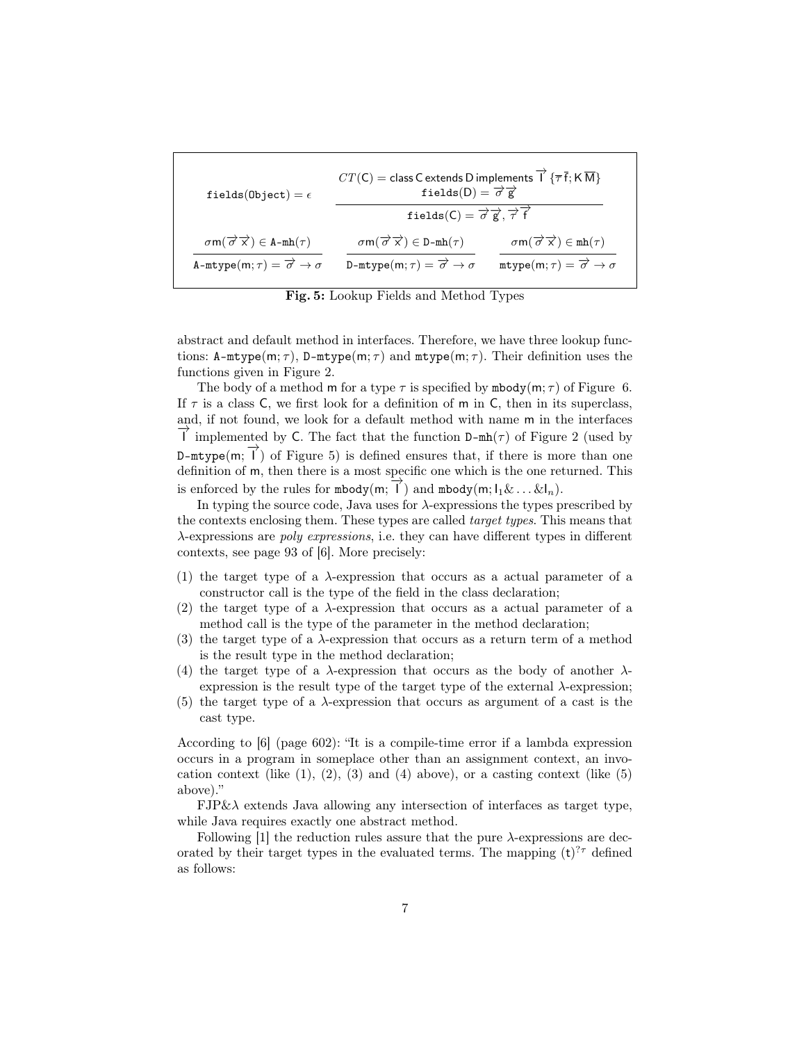$$\texttt{fields}(\texttt{Object}) = \epsilon \qquad \frac{CT(\mathsf{C}) = \mathsf{class\ C\ extends\ D\ implements}\ \overrightarrow{\mathsf{I}}\ \{\overline{\tau}\,\overline{\mathsf{f}}; \mathsf{K}\,\overline{\mathsf{M}}\} \quad \texttt{fields}(\mathsf{D}) = \overrightarrow{\sigma}\,\overrightarrow{\mathsf{g}}}{\texttt{fields}(\mathsf{C}) = \overrightarrow{\sigma}\,\overrightarrow{\mathsf{g}}, \overrightarrow{\tau}\,\overrightarrow{\mathsf{f}}}$$

$$\frac{\sigma\mathsf{m}(\overrightarrow{\sigma}\,\overrightarrow{\mathsf{x}}) \in \texttt{A-mh}(\tau)}{\texttt{A-mtype}(\mathsf{m};\tau) = \overrightarrow{\sigma} \to \sigma} \qquad \frac{\sigma\mathsf{m}(\overrightarrow{\sigma}\,\overrightarrow{\mathsf{x}}) \in \texttt{D-mh}(\tau)}{\texttt{D-mtype}(\mathsf{m};\tau) = \overrightarrow{\sigma} \to \sigma} \qquad \frac{\sigma\mathsf{m}(\overrightarrow{\sigma}\,\overrightarrow{\mathsf{x}}) \in \texttt{mh}(\tau)}{\texttt{mtype}(\mathsf{m};\tau) = \overrightarrow{\sigma} \to \sigma}$$

**Fig. 5:** Lookup Fields and Method Types

abstract and default method in interfaces. Therefore, we have three lookup functions: $\texttt{A-mtype}(\mathsf{m};\tau)$, $\texttt{D-mtype}(\mathsf{m};\tau)$ and $\texttt{mtype}(\mathsf{m};\tau)$. Their definition uses the functions given in Figure 2.

The body of a method $\mathsf{m}$ for a type $\tau$ is specified by $\texttt{mbody}(\mathsf{m};\tau)$ of Figure 6. If $\tau$ is a class $\mathsf{C}$, we first look for a definition of $\mathsf{m}$ in $\mathsf{C}$, then in its superclass, and, if not found, we look for a default method with name $\mathsf{m}$ in the interfaces $\overrightarrow{\mathsf{I}}$ implemented by $\mathsf{C}$. The fact that the function $\texttt{D-mh}(\tau)$ of Figure 2 (used by $\texttt{D-mtype}(\mathsf{m};\overrightarrow{\mathsf{I}})$ of Figure 5) is defined ensures that, if there is more than one definition of $\mathsf{m}$, then there is a most specific one which is the one returned. This is enforced by the rules for $\texttt{mbody}(\mathsf{m};\overrightarrow{\mathsf{I}})$ and $\texttt{mbody}(\mathsf{m};\mathsf{I}_1\&\ldots\&\mathsf{I}_n)$.

In typing the source code, Java uses for $\lambda$-expressions the types prescribed by the contexts enclosing them. These types are called *target types*. This means that $\lambda$-expressions are *poly expressions*, i.e. they can have different types in different contexts, see page 93 of [6]. More precisely:

(1) the target type of a $\lambda$-expression that occurs as a actual parameter of a constructor call is the type of the field in the class declaration;
(2) the target type of a $\lambda$-expression that occurs as a actual parameter of a method call is the type of the parameter in the method declaration;
(3) the target type of a $\lambda$-expression that occurs as a return term of a method is the result type in the method declaration;
(4) the target type of a $\lambda$-expression that occurs as the body of another $\lambda$-expression is the result type of the target type of the external $\lambda$-expression;
(5) the target type of a $\lambda$-expression that occurs as argument of a cast is the cast type.

According to [6] (page 602): "It is a compile-time error if a lambda expression occurs in a program in someplace other than an assignment context, an invocation context (like (1), (2), (3) and (4) above), or a casting context (like (5) above)."

FJP&$\lambda$ extends Java allowing any intersection of interfaces as target type, while Java requires exactly one abstract method.

Following [1] the reduction rules assure that the pure $\lambda$-expressions are decorated by their target types in the evaluated terms. The mapping $(\mathsf{t})^{?\tau}$ defined as follows: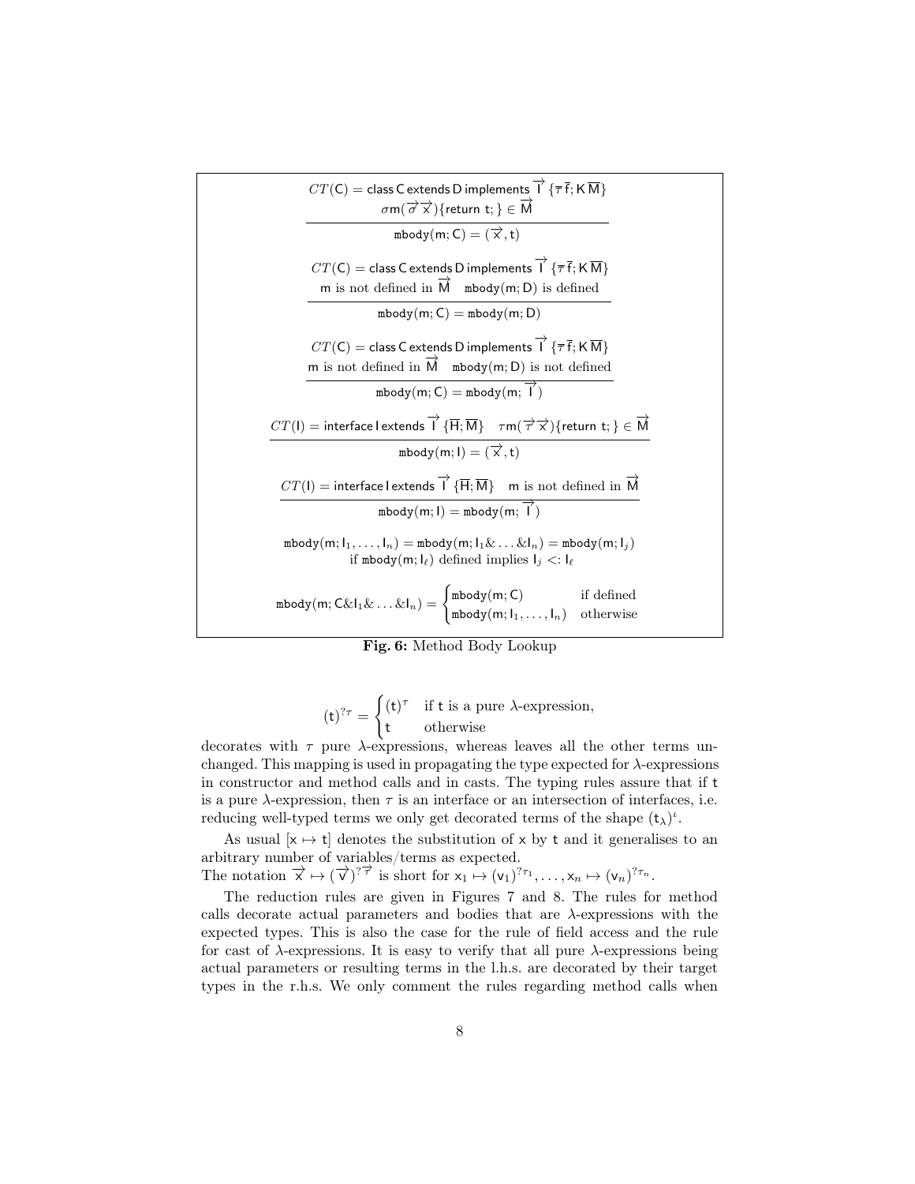$$\frac{CT(\mathsf{C}) = \mathsf{class\ C\ extends\ D\ implements\ } \overrightarrow{\mathsf{I}}\ \{\overline{\tau}\,\overline{\mathsf{f}}; \mathsf{K}\,\overline{\mathsf{M}}\} \quad \sigma \mathsf{m}(\overrightarrow{\sigma}\,\overrightarrow{\mathsf{x}})\{\mathsf{return\ t;}\} \in \overrightarrow{\mathsf{M}}}{\mathtt{mbody}(\mathsf{m}; \mathsf{C}) = (\overrightarrow{\mathsf{x}}, \mathsf{t})}$$

$$\frac{CT(\mathsf{C}) = \mathsf{class\ C\ extends\ D\ implements\ } \overrightarrow{\mathsf{I}}\ \{\overline{\tau}\,\overline{\mathsf{f}}; \mathsf{K}\,\overline{\mathsf{M}}\} \quad \mathsf{m} \text{ is not defined in } \overrightarrow{\mathsf{M}} \quad \mathtt{mbody}(\mathsf{m}; \mathsf{D}) \text{ is defined}}{\mathtt{mbody}(\mathsf{m}; \mathsf{C}) = \mathtt{mbody}(\mathsf{m}; \mathsf{D})}$$

$$\frac{CT(\mathsf{C}) = \mathsf{class\ C\ extends\ D\ implements\ } \overrightarrow{\mathsf{I}}\ \{\overline{\tau}\,\overline{\mathsf{f}}; \mathsf{K}\,\overline{\mathsf{M}}\} \quad \mathsf{m} \text{ is not defined in } \overrightarrow{\mathsf{M}} \quad \mathtt{mbody}(\mathsf{m}; \mathsf{D}) \text{ is not defined}}{\mathtt{mbody}(\mathsf{m}; \mathsf{C}) = \mathtt{mbody}(\mathsf{m}; \overrightarrow{\mathsf{I}})}$$

$$\frac{CT(\mathsf{I}) = \mathsf{interface\ I\ extends\ } \overrightarrow{\mathsf{I}}\ \{\overline{\mathsf{H}}; \overline{\mathsf{M}}\} \quad \tau \mathsf{m}(\overrightarrow{\tau}\,\overrightarrow{\mathsf{x}})\{\mathsf{return\ t;}\} \in \overrightarrow{\mathsf{M}}}{\mathtt{mbody}(\mathsf{m}; \mathsf{I}) = (\overrightarrow{\mathsf{x}}, \mathsf{t})}$$

$$\frac{CT(\mathsf{I}) = \mathsf{interface\ I\ extends\ } \overrightarrow{\mathsf{I}}\ \{\overline{\mathsf{H}}; \overline{\mathsf{M}}\} \quad \mathsf{m} \text{ is not defined in } \overrightarrow{\mathsf{M}}}{\mathtt{mbody}(\mathsf{m}; \mathsf{I}) = \mathtt{mbody}(\mathsf{m}; \overrightarrow{\mathsf{I}})}$$

$$\mathtt{mbody}(\mathsf{m}; \mathsf{I}_1, \ldots, \mathsf{I}_n) = \mathtt{mbody}(\mathsf{m}; \mathsf{I}_1 \& \ldots \& \mathsf{I}_n) = \mathtt{mbody}(\mathsf{m}; \mathsf{I}_j)$$
$$\text{if } \mathtt{mbody}(\mathsf{m}; \mathsf{I}_\ell) \text{ defined implies } \mathsf{I}_j <: \mathsf{I}_\ell$$

$$\mathtt{mbody}(\mathsf{m}; \mathsf{C}\&\mathsf{I}_1\& \ldots \&\mathsf{I}_n) = \begin{cases} \mathtt{mbody}(\mathsf{m}; \mathsf{C}) & \text{if defined} \\ \mathtt{mbody}(\mathsf{m}; \mathsf{I}_1, \ldots, \mathsf{I}_n) & \text{otherwise} \end{cases}$$

**Fig. 6:** Method Body Lookup

$$(\mathsf{t})^{?\tau} = \begin{cases} (\mathsf{t})^{\tau} & \text{if t is a pure } \lambda\text{-expression,} \\ \mathsf{t} & \text{otherwise} \end{cases}$$

decorates with $\tau$ pure $\lambda$-expressions, whereas leaves all the other terms unchanged. This mapping is used in propagating the type expected for $\lambda$-expressions in constructor and method calls and in casts. The typing rules assure that if $\mathsf{t}$ is a pure $\lambda$-expression, then $\tau$ is an interface or an intersection of interfaces, i.e. reducing well-typed terms we only get decorated terms of the shape $(\mathsf{t}_\lambda)^\iota$.

As usual $[\mathsf{x} \mapsto \mathsf{t}]$ denotes the substitution of $\mathsf{x}$ by $\mathsf{t}$ and it generalises to an arbitrary number of variables/terms as expected.
The notation $\overrightarrow{\mathsf{x}} \mapsto (\overrightarrow{\mathsf{v}})^{?\overrightarrow{\tau}}$ is short for $\mathsf{x}_1 \mapsto (\mathsf{v}_1)^{?\tau_1}, \ldots, \mathsf{x}_n \mapsto (\mathsf{v}_n)^{?\tau_n}$.

The reduction rules are given in Figures 7 and 8. The rules for method calls decorate actual parameters and bodies that are $\lambda$-expressions with the expected types. This is also the case for the rule of field access and the rule for cast of $\lambda$-expressions. It is easy to verify that all pure $\lambda$-expressions being actual parameters or resulting terms in the l.h.s. are decorated by their target types in the r.h.s. We only comment the rules regarding method calls when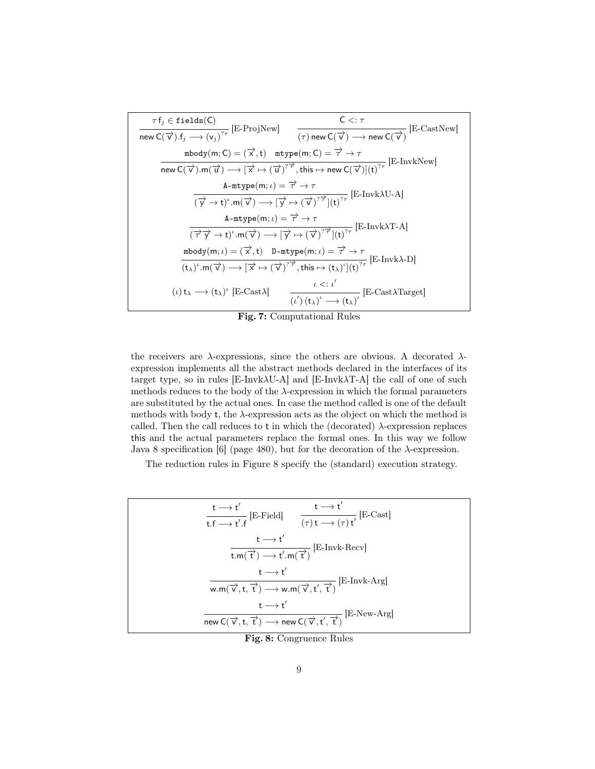$$\frac{\tau\,\mathsf{f}_j \in \mathtt{fields}(\mathsf{C})}{\mathsf{new}\ \mathsf{C}(\overrightarrow{\mathsf{v}}).\mathsf{f}_j \longrightarrow (\mathsf{v}_j)^{?\tau}}\ \text{[E-ProjNew]} \qquad \frac{\mathsf{C} <: \tau}{(\tau)\ \mathsf{new}\ \mathsf{C}(\overrightarrow{\mathsf{v}}) \longrightarrow \mathsf{new}\ \mathsf{C}(\overrightarrow{\mathsf{v}})}\ \text{[E-CastNew]}$$

$$\frac{\mathtt{mbody}(\mathsf{m};\mathsf{C}) = (\overrightarrow{\mathsf{x}},\mathsf{t}) \quad \mathtt{mtype}(\mathsf{m};\mathsf{C}) = \overrightarrow{\tau} \to \tau}{\mathsf{new}\ \mathsf{C}(\overrightarrow{\mathsf{v}}).\mathsf{m}(\overrightarrow{\mathsf{u}}) \longrightarrow [\overrightarrow{\mathsf{x}} \mapsto (\overrightarrow{\mathsf{u}})^{?\overrightarrow{\tau}}, \mathsf{this} \mapsto \mathsf{new}\ \mathsf{C}(\overrightarrow{\mathsf{v}})](\mathsf{t})^{?\tau}}\ \text{[E-InvkNew]}$$

$$\frac{\mathtt{A\text{-}mtype}(\mathsf{m};\iota) = \overrightarrow{\tau} \to \tau}{(\overrightarrow{\mathsf{y}} \to \mathsf{t})^{\iota}.\mathsf{m}(\overrightarrow{\mathsf{v}}) \longrightarrow [\overrightarrow{\mathsf{y}} \mapsto (\overrightarrow{\mathsf{v}})^{?\overrightarrow{\tau}}](\mathsf{t})^{?\tau}}\ \text{[E-Invk}\lambda\text{U-A]}$$

$$\frac{\mathtt{A\text{-}mtype}(\mathsf{m};\iota) = \overrightarrow{\tau} \to \tau}{(\overrightarrow{\tau}\,\overrightarrow{\mathsf{y}} \to \mathsf{t})^{\iota}.\mathsf{m}(\overrightarrow{\mathsf{v}}) \longrightarrow [\overrightarrow{\mathsf{y}} \mapsto (\overrightarrow{\mathsf{v}})^{?\overrightarrow{\tau}}](\mathsf{t})^{?\tau}}\ \text{[E-Invk}\lambda\text{T-A]}$$

$$\frac{\mathtt{mbody}(\mathsf{m};\iota) = (\overrightarrow{\mathsf{x}},\mathsf{t}) \quad \mathtt{D\text{-}mtype}(\mathsf{m};\iota) = \overrightarrow{\tau} \to \tau}{(\mathsf{t}_\lambda)^{\iota}.\mathsf{m}(\overrightarrow{\mathsf{v}}) \longrightarrow [\overrightarrow{\mathsf{x}} \mapsto (\overrightarrow{\mathsf{v}})^{?\overrightarrow{\tau}}, \mathsf{this} \mapsto (\mathsf{t}_\lambda)^{\iota}](\mathsf{t})^{?\tau}}\ \text{[E-Invk}\lambda\text{-D]}$$

$$(\iota)\,\mathsf{t}_\lambda \longrightarrow (\mathsf{t}_\lambda)^{\iota}\ \text{[E-Cast}\lambda\text{]} \qquad \frac{\iota <: \iota'}{(\iota')\,(\mathsf{t}_\lambda)^{\iota} \longrightarrow (\mathsf{t}_\lambda)^{\iota}}\ \text{[E-Cast}\lambda\text{Target]}$$

**Fig. 7:** Computational Rules

the receivers are $\lambda$-expressions, since the others are obvious. A decorated $\lambda$-expression implements all the abstract methods declared in the interfaces of its target type, so in rules [E-Invk$\lambda$U-A] and [E-Invk$\lambda$T-A] the call of one of such methods reduces to the body of the $\lambda$-expression in which the formal parameters are substituted by the actual ones. In case the method called is one of the default methods with body t, the $\lambda$-expression acts as the object on which the method is called. Then the call reduces to t in which the (decorated) $\lambda$-expression replaces this and the actual parameters replace the formal ones. In this way we follow Java 8 specification [6] (page 480), but for the decoration of the $\lambda$-expression.

The reduction rules in Figure 8 specify the (standard) execution strategy.

$$\frac{\mathsf{t} \longrightarrow \mathsf{t}'}{\mathsf{t}.\mathsf{f} \longrightarrow \mathsf{t}'.\mathsf{f}}\ \text{[E-Field]} \qquad \frac{\mathsf{t} \longrightarrow \mathsf{t}'}{(\tau)\,\mathsf{t} \longrightarrow (\tau)\,\mathsf{t}'}\ \text{[E-Cast]}$$

$$\frac{\mathsf{t} \longrightarrow \mathsf{t}'}{\mathsf{t}.\mathsf{m}(\overrightarrow{\mathsf{t}}) \longrightarrow \mathsf{t}'.\mathsf{m}(\overrightarrow{\mathsf{t}})}\ \text{[E-Invk-Recv]}$$

$$\frac{\mathsf{t} \longrightarrow \mathsf{t}'}{\mathsf{w}.\mathsf{m}(\overrightarrow{\mathsf{v}},\mathsf{t},\overrightarrow{\mathsf{t}}) \longrightarrow \mathsf{w}.\mathsf{m}(\overrightarrow{\mathsf{v}},\mathsf{t}',\overrightarrow{\mathsf{t}})}\ \text{[E-Invk-Arg]}$$

$$\frac{\mathsf{t} \longrightarrow \mathsf{t}'}{\mathsf{new}\ \mathsf{C}(\overrightarrow{\mathsf{v}},\mathsf{t},\overrightarrow{\mathsf{t}}) \longrightarrow \mathsf{new}\ \mathsf{C}(\overrightarrow{\mathsf{v}},\mathsf{t}',\overrightarrow{\mathsf{t}})}\ \text{[E-New-Arg]}$$

**Fig. 8:** Congruence Rules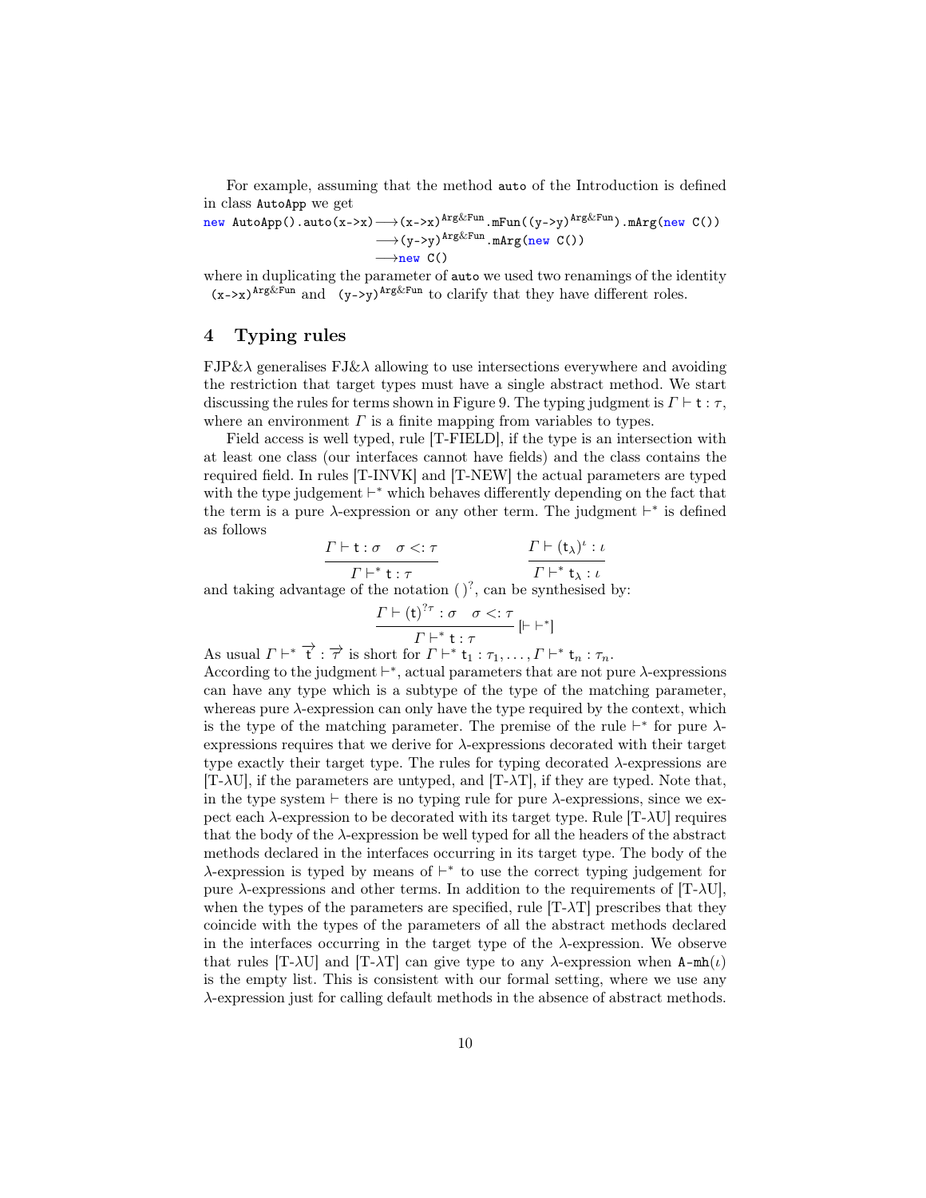For example, assuming that the method `auto` of the Introduction is defined in class `AutoApp` we get

$$\begin{aligned}
\texttt{new AutoApp().auto(x->x)} &\longrightarrow \texttt{(x->x)}^{\texttt{Arg\&Fun}}\texttt{.mFun((y->y)}^{\texttt{Arg\&Fun}}\texttt{).mArg(new C())} \\
&\longrightarrow \texttt{(y->y)}^{\texttt{Arg\&Fun}}\texttt{.mArg(new C())} \\
&\longrightarrow \texttt{new C()}
\end{aligned}$$

where in duplicating the parameter of `auto` we used two renamings of the identity $\texttt{(x->x)}^{\texttt{Arg\&Fun}}$ and $\texttt{(y->y)}^{\texttt{Arg\&Fun}}$ to clarify that they have different roles.

## 4 Typing rules

FJP&λ generalises FJ&λ allowing to use intersections everywhere and avoiding the restriction that target types must have a single abstract method. We start discussing the rules for terms shown in Figure 9. The typing judgment is $\Gamma \vdash \mathtt{t} : \tau$, where an environment $\Gamma$ is a finite mapping from variables to types.

Field access is well typed, rule [T-FIELD], if the type is an intersection with at least one class (our interfaces cannot have fields) and the class contains the required field. In rules [T-INVK] and [T-NEW] the actual parameters are typed with the type judgement $\vdash^*$ which behaves differently depending on the fact that the term is a pure λ-expression or any other term. The judgment $\vdash^*$ is defined as follows

$$\frac{\Gamma \vdash \mathtt{t} : \sigma \quad \sigma <: \tau}{\Gamma \vdash^* \mathtt{t} : \tau} \qquad\qquad \frac{\Gamma \vdash (\mathtt{t}_\lambda)^\iota : \iota}{\Gamma \vdash^* \mathtt{t}_\lambda : \iota}$$

and taking advantage of the notation $(\,)^?$, can be synthesised by:

$$\frac{\Gamma \vdash (\mathtt{t})^{?\tau} : \sigma \quad \sigma <: \tau}{\Gamma \vdash^* \mathtt{t} : \tau}\,[\vdash \vdash^*]$$

As usual $\Gamma \vdash^* \overrightarrow{\mathtt{t}} : \overrightarrow{\tau}$ is short for $\Gamma \vdash^* \mathtt{t}_1 : \tau_1, \ldots, \Gamma \vdash^* \mathtt{t}_n : \tau_n$.
According to the judgment $\vdash^*$, actual parameters that are not pure λ-expressions can have any type which is a subtype of the type of the matching parameter, whereas pure λ-expression can only have the type required by the context, which is the type of the matching parameter. The premise of the rule $\vdash^*$ for pure λ-expressions requires that we derive for λ-expressions decorated with their target type exactly their target type. The rules for typing decorated λ-expressions are [T-λU], if the parameters are untyped, and [T-λT], if they are typed. Note that, in the type system $\vdash$ there is no typing rule for pure λ-expressions, since we expect each λ-expression to be decorated with its target type. Rule [T-λU] requires that the body of the λ-expression be well typed for all the headers of the abstract methods declared in the interfaces occurring in its target type. The body of the λ-expression is typed by means of $\vdash^*$ to use the correct typing judgement for pure λ-expressions and other terms. In addition to the requirements of [T-λU], when the types of the parameters are specified, rule [T-λT] prescribes that they coincide with the types of the parameters of all the abstract methods declared in the interfaces occurring in the target type of the λ-expression. We observe that rules [T-λU] and [T-λT] can give type to any λ-expression when $\mathtt{A\text{-}mh}(\iota)$ is the empty list. This is consistent with our formal setting, where we use any λ-expression just for calling default methods in the absence of abstract methods.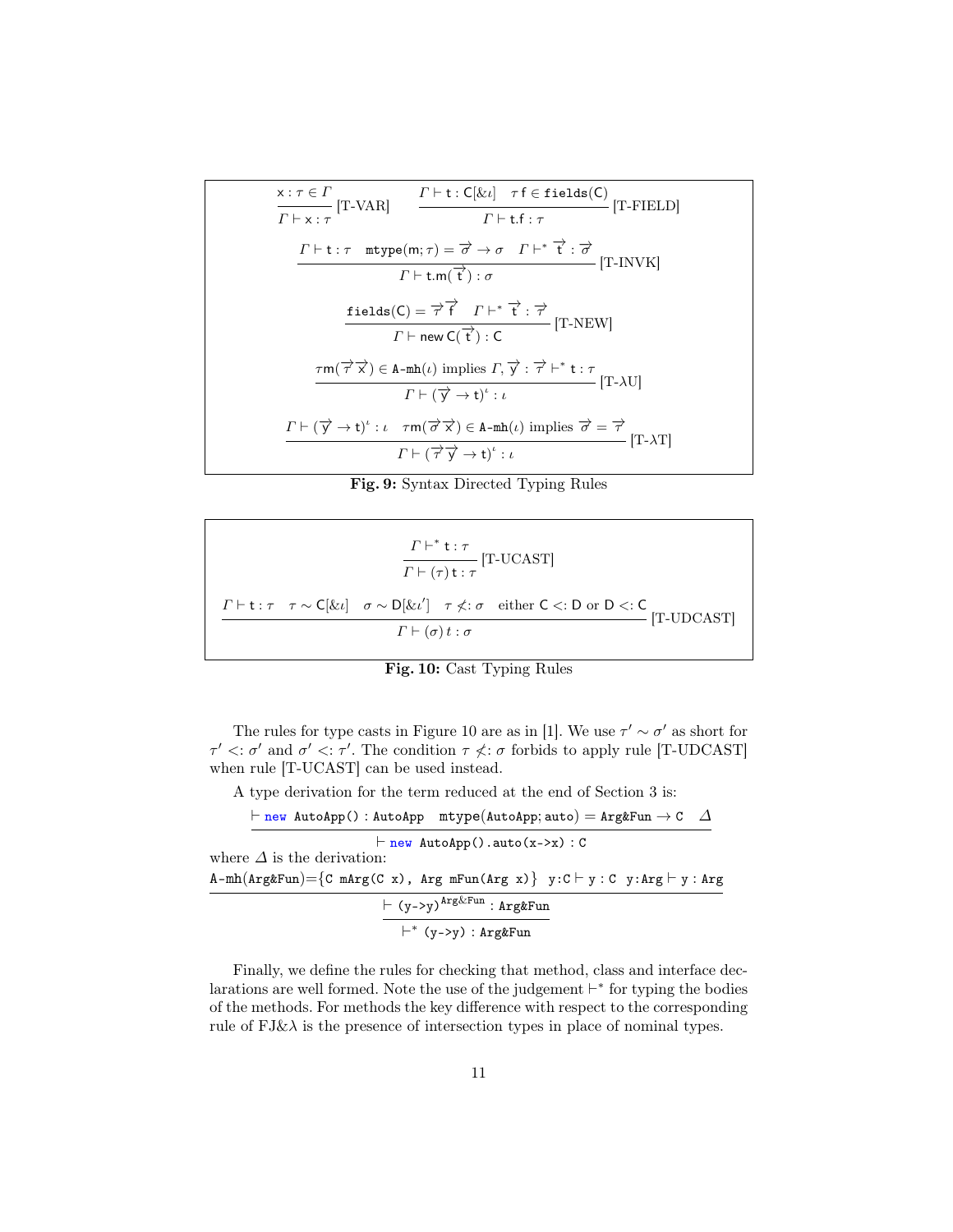$$\frac{\mathsf{x} : \tau \in \Gamma}{\Gamma \vdash \mathsf{x} : \tau}\,[\text{T-VAR}] \qquad \frac{\Gamma \vdash \mathsf{t} : \mathsf{C}[\&\iota] \quad \tau\,\mathsf{f} \in \mathtt{fields}(\mathsf{C})}{\Gamma \vdash \mathsf{t.f} : \tau}\,[\text{T-FIELD}]$$

$$\frac{\Gamma \vdash \mathsf{t} : \tau \quad \mathtt{mtype}(\mathsf{m}; \tau) = \overrightarrow{\sigma} \to \sigma \quad \Gamma \vdash^* \overrightarrow{\mathsf{t}} : \overrightarrow{\sigma}}{\Gamma \vdash \mathsf{t.m}(\overrightarrow{\mathsf{t}}) : \sigma}\,[\text{T-INVK}]$$

$$\frac{\mathtt{fields}(\mathsf{C}) = \overrightarrow{\tau}\,\overrightarrow{\mathsf{f}} \quad \Gamma \vdash^* \overrightarrow{\mathsf{t}} : \overrightarrow{\tau}}{\Gamma \vdash \mathsf{new}\ \mathsf{C}(\overrightarrow{\mathsf{t}}) : \mathsf{C}}\,[\text{T-NEW}]$$

$$\frac{\tau\mathsf{m}(\overrightarrow{\tau}\,\overrightarrow{\mathsf{x}}) \in \mathtt{A\text{-}mh}(\iota) \text{ implies } \Gamma, \overrightarrow{\mathsf{y}} : \overrightarrow{\tau} \vdash^* \mathsf{t} : \tau}{\Gamma \vdash (\overrightarrow{\mathsf{y}} \to \mathsf{t})^\iota : \iota}\,[\text{T-}\lambda\text{U}]$$

$$\frac{\Gamma \vdash (\overrightarrow{\mathsf{y}} \to \mathsf{t})^\iota : \iota \quad \tau\mathsf{m}(\overrightarrow{\sigma}\,\overrightarrow{\mathsf{x}}) \in \mathtt{A\text{-}mh}(\iota) \text{ implies } \overrightarrow{\sigma} = \overrightarrow{\tau}}{\Gamma \vdash (\overrightarrow{\tau}\,\overrightarrow{\mathsf{y}} \to \mathsf{t})^\iota : \iota}\,[\text{T-}\lambda\text{T}]$$

**Fig. 9:** Syntax Directed Typing Rules

$$\frac{\Gamma \vdash^* \mathsf{t} : \tau}{\Gamma \vdash (\tau)\,\mathsf{t} : \tau}\,[\text{T-UCAST}]$$

$$\frac{\Gamma \vdash \mathsf{t} : \tau \quad \tau \sim \mathsf{C}[\&\iota] \quad \sigma \sim \mathsf{D}[\&\iota'] \quad \tau \not<: \sigma \quad \text{either } \mathsf{C} <: \mathsf{D} \text{ or } \mathsf{D} <: \mathsf{C}}{\Gamma \vdash (\sigma)\,t : \sigma}\,[\text{T-UDCAST}]$$

**Fig. 10:** Cast Typing Rules

The rules for type casts in Figure 10 are as in [1]. We use $\tau' \sim \sigma'$ as short for $\tau' <: \sigma'$ and $\sigma' <: \tau'$. The condition $\tau \not<: \sigma$ forbids to apply rule [T-UDCAST] when rule [T-UCAST] can be used instead.

A type derivation for the term reduced at the end of Section 3 is:

$$\frac{\vdash \mathtt{new\ AutoApp()} : \mathtt{AutoApp} \quad \mathtt{mtype}(\mathtt{AutoApp}; \mathtt{auto}) = \mathtt{Arg\&Fun} \to \mathtt{C} \quad \Delta}{\vdash \mathtt{new\ AutoApp().auto(x\text{->}x)} : \mathtt{C}}$$

where $\Delta$ is the derivation:

$$\frac{\dfrac{\mathtt{A\text{-}mh(Arg\&Fun)} = \{\mathtt{C\ mArg(C\ x),\ Arg\ mFun(Arg\ x)}\} \quad \mathtt{y{:}C} \vdash \mathtt{y} : \mathtt{C} \quad \mathtt{y{:}Arg} \vdash \mathtt{y} : \mathtt{Arg}}{\vdash \mathtt{(y\text{->}y)}^{\mathtt{Arg\&Fun}} : \mathtt{Arg\&Fun}}}{\vdash^* \mathtt{(y\text{->}y)} : \mathtt{Arg\&Fun}}$$

Finally, we define the rules for checking that method, class and interface declarations are well formed. Note the use of the judgement $\vdash^*$ for typing the bodies of the methods. For methods the key difference with respect to the corresponding rule of FJ&$\lambda$ is the presence of intersection types in place of nominal types.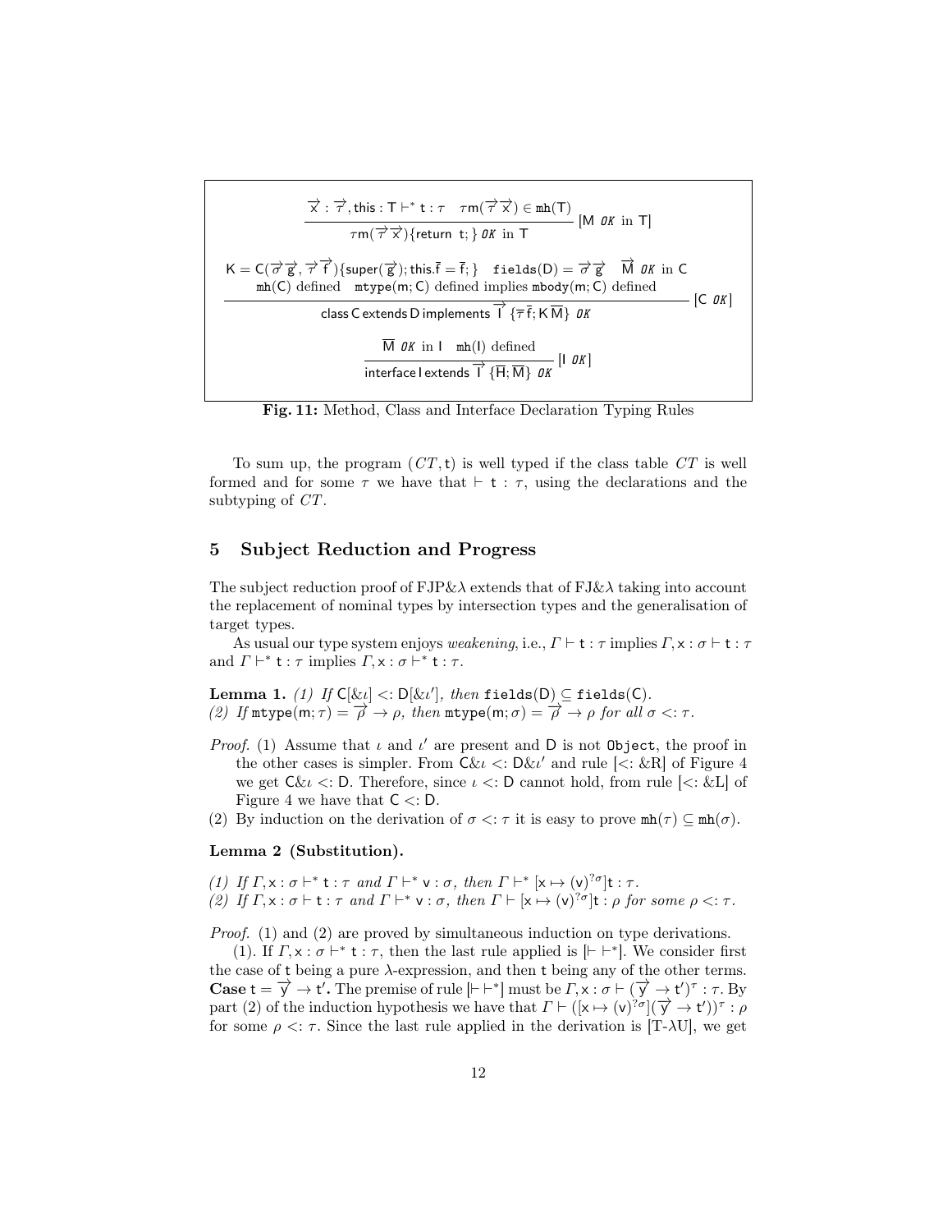$$\frac{\overrightarrow{\mathsf{x}} : \overrightarrow{\tau}, \mathsf{this} : \mathsf{T} \vdash^* \mathsf{t} : \tau \quad \tau \mathsf{m}(\overrightarrow{\tau}\,\overrightarrow{\mathsf{x}}) \in \mathtt{mh}(\mathsf{T})}{\tau \mathsf{m}(\overrightarrow{\tau}\,\overrightarrow{\mathsf{x}})\{\mathsf{return}\ \mathsf{t};\}\ \mathit{OK}\ \text{in}\ \mathsf{T}}\ [\mathsf{M}\ \mathit{OK}\ \text{in}\ \mathsf{T}]$$

$$\frac{\begin{array}{c}\mathsf{K} = \mathsf{C}(\overrightarrow{\sigma}\,\overrightarrow{\mathsf{g}}, \overrightarrow{\tau}\,\overrightarrow{\mathsf{f}})\{\mathsf{super}(\overrightarrow{\mathsf{g}}); \mathsf{this}.\overline{\mathsf{f}} = \overline{\mathsf{f}};\} \quad \mathtt{fields}(\mathsf{D}) = \overrightarrow{\sigma}\,\overrightarrow{\mathsf{g}} \quad \overrightarrow{\mathsf{M}}\ \mathit{OK}\ \text{in}\ \mathsf{C} \\ \mathtt{mh}(\mathsf{C})\ \text{defined} \quad \mathtt{mtype}(\mathsf{m};\mathsf{C})\ \text{defined implies}\ \mathtt{mbody}(\mathsf{m};\mathsf{C})\ \text{defined}\end{array}}{\mathsf{class}\ \mathsf{C}\ \mathsf{extends}\ \mathsf{D}\ \mathsf{implements}\ \overrightarrow{\mathsf{I}}\ \{\overline{\tau}\,\overline{\mathsf{f}}; \mathsf{K}\,\overline{\mathsf{M}}\}\ \mathit{OK}}\ [\mathsf{C}\ \mathit{OK}]$$

$$\frac{\overline{\mathsf{M}}\ \mathit{OK}\ \text{in}\ \mathsf{I} \quad \mathtt{mh}(\mathsf{I})\ \text{defined}}{\mathsf{interface}\ \mathsf{I}\ \mathsf{extends}\ \overrightarrow{\mathsf{I}}\ \{\overline{\mathsf{H}}; \overline{\mathsf{M}}\}\ \mathit{OK}}\ [\mathsf{I}\ \mathit{OK}]$$

**Fig. 11:** Method, Class and Interface Declaration Typing Rules

To sum up, the program $(CT, \mathsf{t})$ is well typed if the class table $CT$ is well formed and for some $\tau$ we have that $\vdash \mathsf{t} : \tau$, using the declarations and the subtyping of $CT$.

## 5 Subject Reduction and Progress

The subject reduction proof of FJP&$\lambda$ extends that of FJ&$\lambda$ taking into account the replacement of nominal types by intersection types and the generalisation of target types.

As usual our type system enjoys *weakening*, i.e., $\Gamma \vdash \mathsf{t} : \tau$ implies $\Gamma, \mathsf{x} : \sigma \vdash \mathsf{t} : \tau$ and $\Gamma \vdash^* \mathsf{t} : \tau$ implies $\Gamma, \mathsf{x} : \sigma \vdash^* \mathsf{t} : \tau$.

**Lemma 1.** *(1) If $\mathsf{C}[\&\iota] <: \mathsf{D}[\&\iota']$, then $\mathtt{fields}(\mathsf{D}) \subseteq \mathtt{fields}(\mathsf{C})$.*
*(2) If $\mathtt{mtype}(\mathsf{m};\tau) = \overrightarrow{\rho} \to \rho$, then $\mathtt{mtype}(\mathsf{m};\sigma) = \overrightarrow{\rho} \to \rho$ for all $\sigma <: \tau$.*

*Proof.* (1) Assume that $\iota$ and $\iota'$ are present and $\mathsf{D}$ is not $\mathtt{Object}$, the proof in the other cases is simpler. From $\mathsf{C}\&\iota <: \mathsf{D}\&\iota'$ and rule $[<: \&\text{R}]$ of Figure 4 we get $\mathsf{C}\&\iota <: \mathsf{D}$. Therefore, since $\iota <: \mathsf{D}$ cannot hold, from rule $[<: \&\text{L}]$ of Figure 4 we have that $\mathsf{C} <: \mathsf{D}$.

(2) By induction on the derivation of $\sigma <: \tau$ it is easy to prove $\mathtt{mh}(\tau) \subseteq \mathtt{mh}(\sigma)$.

**Lemma 2 (Substitution).**

*(1) If $\Gamma, \mathsf{x} : \sigma \vdash^* \mathsf{t} : \tau$ and $\Gamma \vdash^* \mathsf{v} : \sigma$, then $\Gamma \vdash^* [\mathsf{x} \mapsto (\mathsf{v})^{?\sigma}]\mathsf{t} : \tau$.*
*(2) If $\Gamma, \mathsf{x} : \sigma \vdash \mathsf{t} : \tau$ and $\Gamma \vdash^* \mathsf{v} : \sigma$, then $\Gamma \vdash [\mathsf{x} \mapsto (\mathsf{v})^{?\sigma}]\mathsf{t} : \rho$ for some $\rho <: \tau$.*

*Proof.* (1) and (2) are proved by simultaneous induction on type derivations.

(1). If $\Gamma, \mathsf{x} : \sigma \vdash^* \mathsf{t} : \tau$, then the last rule applied is $[\vdash \vdash^*]$. We consider first the case of $\mathsf{t}$ being a pure $\lambda$-expression, and then $\mathsf{t}$ being any of the other terms.
**Case** $\mathsf{t} = \overrightarrow{\mathsf{y}} \to \mathsf{t}'$**.** The premise of rule $[\vdash \vdash^*]$ must be $\Gamma, \mathsf{x} : \sigma \vdash (\overrightarrow{\mathsf{y}} \to \mathsf{t}')^\tau : \tau$. By part (2) of the induction hypothesis we have that $\Gamma \vdash ([\mathsf{x} \mapsto (\mathsf{v})^{?\sigma}](\overrightarrow{\mathsf{y}} \to \mathsf{t}'))^\tau : \rho$ for some $\rho <: \tau$. Since the last rule applied in the derivation is [T-$\lambda$U], we get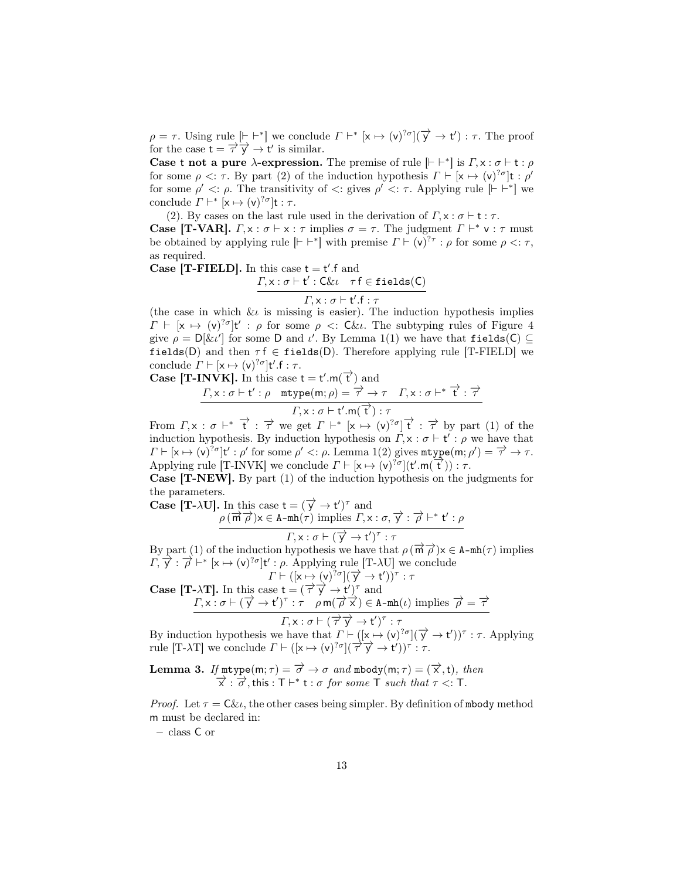$\rho = \tau$. Using rule $[\vdash \vdash^*]$ we conclude $\Gamma \vdash^* [\mathsf{x} \mapsto (\mathsf{v})^{?\sigma}](\overrightarrow{\mathsf{y}} \to \mathsf{t}') : \tau$. The proof for the case $\mathsf{t} = \overrightarrow{\tau}\,\overrightarrow{\mathsf{y}} \to \mathsf{t}'$ is similar.

**Case t not a pure $\lambda$-expression.** The premise of rule $[\vdash \vdash^*]$ is $\Gamma, \mathsf{x} : \sigma \vdash \mathsf{t} : \rho$ for some $\rho <: \tau$. By part (2) of the induction hypothesis $\Gamma \vdash [\mathsf{x} \mapsto (\mathsf{v})^{?\sigma}]\mathsf{t} : \rho'$ for some $\rho' <: \rho$. The transitivity of $<:$ gives $\rho' <: \tau$. Applying rule $[\vdash \vdash^*]$ we conclude $\Gamma \vdash^* [\mathsf{x} \mapsto (\mathsf{v})^{?\sigma}]\mathsf{t} : \tau$.

(2). By cases on the last rule used in the derivation of $\Gamma, \mathsf{x} : \sigma \vdash \mathsf{t} : \tau$.

**Case [T-VAR].** $\Gamma, \mathsf{x} : \sigma \vdash \mathsf{x} : \tau$ implies $\sigma = \tau$. The judgment $\Gamma \vdash^* \mathsf{v} : \tau$ must be obtained by applying rule $[\vdash \vdash^*]$ with premise $\Gamma \vdash (\mathsf{v})^{?\tau} : \rho$ for some $\rho <: \tau$, as required.

**Case [T-FIELD].** In this case $\mathsf{t} = \mathsf{t}'.\mathsf{f}$ and

$$\frac{\Gamma, \mathsf{x} : \sigma \vdash \mathsf{t}' : \mathsf{C}\&\iota \quad \tau\,\mathsf{f} \in \mathtt{fields}(\mathsf{C})}{\Gamma, \mathsf{x} : \sigma \vdash \mathsf{t}'.\mathsf{f} : \tau}$$

(the case in which $\&\iota$ is missing is easier). The induction hypothesis implies $\Gamma \vdash [\mathsf{x} \mapsto (\mathsf{v})^{?\sigma}]\mathsf{t}' : \rho$ for some $\rho <: \mathsf{C}\&\iota$. The subtyping rules of Figure 4 give $\rho = \mathsf{D}[\&\iota']$ for some $\mathsf{D}$ and $\iota'$. By Lemma 1(1) we have that $\mathtt{fields}(\mathsf{C}) \subseteq \mathtt{fields}(\mathsf{D})$ and then $\tau\,\mathsf{f} \in \mathtt{fields}(\mathsf{D})$. Therefore applying rule [T-FIELD] we conclude $\Gamma \vdash [\mathsf{x} \mapsto (\mathsf{v})^{?\sigma}]\mathsf{t}'.\mathsf{f} : \tau$.

**Case [T-INVK].** In this case $\mathsf{t} = \mathsf{t}'.\mathsf{m}(\overrightarrow{\mathsf{t}})$ and

$$\frac{\Gamma, \mathsf{x} : \sigma \vdash \mathsf{t}' : \rho \quad \mathtt{mtype}(\mathsf{m}; \rho) = \overrightarrow{\tau} \to \tau \quad \Gamma, \mathsf{x} : \sigma \vdash^* \overrightarrow{\mathsf{t}} : \overrightarrow{\tau}}{\Gamma, \mathsf{x} : \sigma \vdash \mathsf{t}'.\mathsf{m}(\overrightarrow{\mathsf{t}}) : \tau}$$

From $\Gamma, \mathsf{x} : \sigma \vdash^* \overrightarrow{\mathsf{t}} : \overrightarrow{\tau}$ we get $\Gamma \vdash^* [\mathsf{x} \mapsto (\mathsf{v})^{?\sigma}]\overrightarrow{\mathsf{t}} : \overrightarrow{\tau}$ by part (1) of the induction hypothesis. By induction hypothesis on $\Gamma, \mathsf{x} : \sigma \vdash \mathsf{t}' : \rho$ we have that $\Gamma \vdash [\mathsf{x} \mapsto (\mathsf{v})^{?\sigma}]\mathsf{t}' : \rho'$ for some $\rho' <: \rho$. Lemma 1(2) gives $\mathtt{mtype}(\mathsf{m}; \rho') = \overrightarrow{\tau} \to \tau$. Applying rule [T-INVK] we conclude $\Gamma \vdash [\mathsf{x} \mapsto (\mathsf{v})^{?\sigma}](\mathsf{t}'.\mathsf{m}(\overrightarrow{\mathsf{t}})) : \tau$.

**Case [T-NEW].** By part (1) of the induction hypothesis on the judgments for the parameters.

**Case [T-$\lambda$U].** In this case $\mathsf{t} = (\overrightarrow{\mathsf{y}} \to \mathsf{t}')^\tau$ and

$$\frac{\rho\,(\overrightarrow{\mathsf{m}}\,\overrightarrow{\rho})\mathsf{x} \in \mathtt{A\text{-}mh}(\tau) \text{ implies } \Gamma, \mathsf{x} : \sigma, \overrightarrow{\mathsf{y}} : \overrightarrow{\rho} \vdash^* \mathsf{t}' : \rho}{\Gamma, \mathsf{x} : \sigma \vdash (\overrightarrow{\mathsf{y}} \to \mathsf{t}')^\tau : \tau}$$

By part (1) of the induction hypothesis we have that $\rho\,(\overrightarrow{\mathsf{m}}\,\overrightarrow{\rho})\mathsf{x} \in \mathtt{A\text{-}mh}(\tau)$ implies $\Gamma, \overrightarrow{\mathsf{y}} : \overrightarrow{\rho} \vdash^* [\mathsf{x} \mapsto (\mathsf{v})^{?\sigma}]\mathsf{t}' : \rho$. Applying [T-$\lambda$U] we conclude

$$\Gamma \vdash ([\mathsf{x} \mapsto (\mathsf{v})^{?\sigma}](\overrightarrow{\mathsf{y}} \to \mathsf{t}'))^\tau : \tau$$

**Case [T-$\lambda$T].** In this case $\mathsf{t} = (\overrightarrow{\tau}\,\overrightarrow{\mathsf{y}} \to \mathsf{t}')^\tau$ and

$$\frac{\Gamma, \mathsf{x} : \sigma \vdash (\overrightarrow{\mathsf{y}} \to \mathsf{t}')^\tau : \tau \quad \rho\,\mathsf{m}(\overrightarrow{\rho}\,\overrightarrow{\mathsf{x}}) \in \mathtt{A\text{-}mh}(\iota) \text{ implies } \overrightarrow{\rho} = \overrightarrow{\tau}}{\Gamma, \mathsf{x} : \sigma \vdash (\overrightarrow{\tau}\,\overrightarrow{\mathsf{y}} \to \mathsf{t}')^\tau : \tau}$$

By induction hypothesis we have that $\Gamma \vdash ([\mathsf{x} \mapsto (\mathsf{v})^{?\sigma}](\overrightarrow{\mathsf{y}} \to \mathsf{t}'))^\tau : \tau$. Applying rule [T-$\lambda$T] we conclude $\Gamma \vdash ([\mathsf{x} \mapsto (\mathsf{v})^{?\sigma}](\overrightarrow{\tau}\,\overrightarrow{\mathsf{y}} \to \mathsf{t}'))^\tau : \tau$.

**Lemma 3.** *If* $\mathtt{mtype}(\mathsf{m}; \tau) = \overrightarrow{\sigma} \to \sigma$ *and* $\mathtt{mbody}(\mathsf{m}; \tau) = (\overrightarrow{\mathsf{x}}, \mathsf{t})$*, then* $\overrightarrow{\mathsf{x}} : \overrightarrow{\sigma}, \mathsf{this} : \mathsf{T} \vdash^* \mathsf{t} : \sigma$ *for some* $\mathsf{T}$ *such that* $\tau <: \mathsf{T}$.

*Proof.* Let $\tau = \mathsf{C}\&\iota$, the other cases being simpler. By definition of $\mathtt{mbody}$ method $\mathsf{m}$ must be declared in:

- class $\mathsf{C}$ or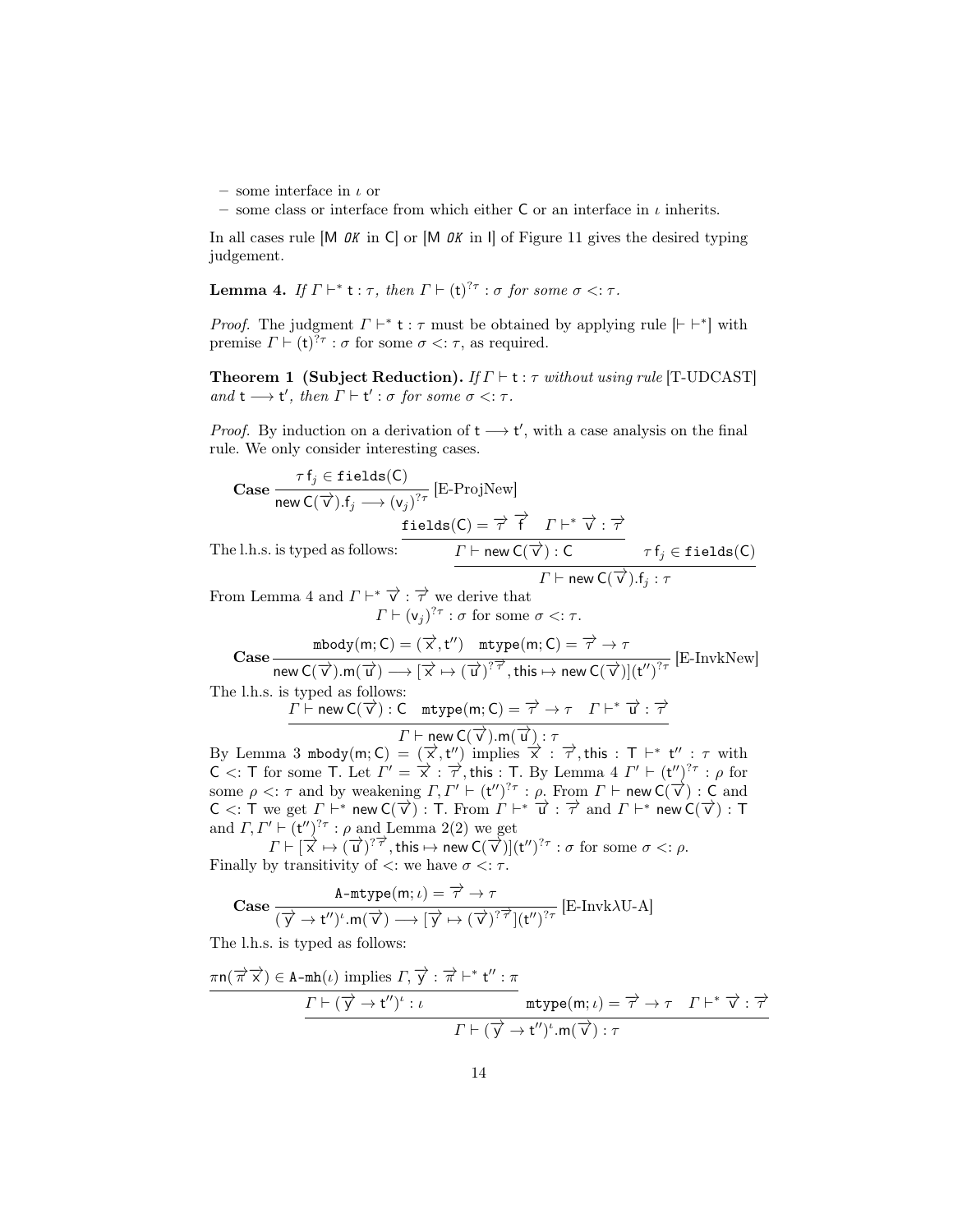– some interface in $\iota$ or
– some class or interface from which either $\mathsf{C}$ or an interface in $\iota$ inherits.

In all cases rule [$\mathsf{M}$ *OK* in $\mathsf{C}$] or [$\mathsf{M}$ *OK* in $\mathsf{I}$] of Figure 11 gives the desired typing judgement.

**Lemma 4.** *If $\Gamma \vdash^* \mathsf{t} : \tau$, then $\Gamma \vdash (\mathsf{t})^{?\tau} : \sigma$ for some $\sigma <: \tau$.*

*Proof.* The judgment $\Gamma \vdash^* \mathsf{t} : \tau$ must be obtained by applying rule [$\vdash \vdash^*$] with premise $\Gamma \vdash (\mathsf{t})^{?\tau} : \sigma$ for some $\sigma <: \tau$, as required.

**Theorem 1 (Subject Reduction).** *If $\Gamma \vdash \mathsf{t} : \tau$ without using rule* [T-UDCAST] *and $\mathsf{t} \longrightarrow \mathsf{t}'$, then $\Gamma \vdash \mathsf{t}' : \sigma$ for some $\sigma <: \tau$.*

*Proof.* By induction on a derivation of $\mathsf{t} \longrightarrow \mathsf{t}'$, with a case analysis on the final rule. We only consider interesting cases.

**Case** $\dfrac{\tau\, \mathsf{f}_j \in \mathtt{fields}(\mathsf{C})}{\mathsf{new}\ \mathsf{C}(\overrightarrow{\mathsf{v}}).\mathsf{f}_j \longrightarrow (\mathsf{v}_j)^{?\tau}}$ [E-ProjNew]

The l.h.s. is typed as follows:

$$\dfrac{\dfrac{\mathtt{fields}(\mathsf{C}) = \overrightarrow{\tau}\ \overrightarrow{\mathsf{f}} \quad \Gamma \vdash^* \overrightarrow{\mathsf{v}} : \overrightarrow{\tau}}{\Gamma \vdash \mathsf{new}\ \mathsf{C}(\overrightarrow{\mathsf{v}}) : \mathsf{C}} \qquad \tau\, \mathsf{f}_j \in \mathtt{fields}(\mathsf{C})}{\Gamma \vdash \mathsf{new}\ \mathsf{C}(\overrightarrow{\mathsf{v}}).\mathsf{f}_j : \tau}$$

From Lemma 4 and $\Gamma \vdash^* \overrightarrow{\mathsf{v}} : \overrightarrow{\tau}$ we derive that

$$\Gamma \vdash (\mathsf{v}_j)^{?\tau} : \sigma \text{ for some } \sigma <: \tau.$$

**Case** $\dfrac{\mathtt{mbody}(\mathsf{m};\mathsf{C}) = (\overrightarrow{\mathsf{x}}, \mathsf{t}'') \quad \mathtt{mtype}(\mathsf{m};\mathsf{C}) = \overrightarrow{\tau} \to \tau}{\mathsf{new}\ \mathsf{C}(\overrightarrow{\mathsf{v}}).\mathsf{m}(\overrightarrow{\mathsf{u}}) \longrightarrow [\overrightarrow{\mathsf{x}} \mapsto (\overrightarrow{\mathsf{u}})^{?\overrightarrow{\tau}}, \mathsf{this} \mapsto \mathsf{new}\ \mathsf{C}(\overrightarrow{\mathsf{v}})](\mathsf{t}'')^{?\tau}}$ [E-InvkNew]

The l.h.s. is typed as follows:

$$\dfrac{\Gamma \vdash \mathsf{new}\ \mathsf{C}(\overrightarrow{\mathsf{v}}) : \mathsf{C} \quad \mathtt{mtype}(\mathsf{m};\mathsf{C}) = \overrightarrow{\tau} \to \tau \quad \Gamma \vdash^* \overrightarrow{\mathsf{u}} : \overrightarrow{\tau}}{\Gamma \vdash \mathsf{new}\ \mathsf{C}(\overrightarrow{\mathsf{v}}).\mathsf{m}(\overrightarrow{\mathsf{u}}) : \tau}$$

By Lemma 3 $\mathtt{mbody}(\mathsf{m};\mathsf{C}) = (\overrightarrow{\mathsf{x}}, \mathsf{t}'')$ implies $\overrightarrow{\mathsf{x}} : \overrightarrow{\tau}, \mathsf{this} : \mathsf{T} \vdash^* \mathsf{t}'' : \tau$ with $\mathsf{C} <: \mathsf{T}$ for some $\mathsf{T}$. Let $\Gamma' = \overrightarrow{\mathsf{x}} : \overrightarrow{\tau}, \mathsf{this} : \mathsf{T}$. By Lemma 4 $\Gamma' \vdash (\mathsf{t}'')^{?\tau} : \rho$ for some $\rho <: \tau$ and by weakening $\Gamma, \Gamma' \vdash (\mathsf{t}'')^{?\tau} : \rho$. From $\Gamma \vdash \mathsf{new}\ \mathsf{C}(\overrightarrow{\mathsf{v}}) : \mathsf{C}$ and $\mathsf{C} <: \mathsf{T}$ we get $\Gamma \vdash^* \mathsf{new}\ \mathsf{C}(\overrightarrow{\mathsf{v}}) : \mathsf{T}$. From $\Gamma \vdash^* \overrightarrow{\mathsf{u}} : \overrightarrow{\tau}$ and $\Gamma \vdash^* \mathsf{new}\ \mathsf{C}(\overrightarrow{\mathsf{v}}) : \mathsf{T}$ and $\Gamma, \Gamma' \vdash (\mathsf{t}'')^{?\tau} : \rho$ and Lemma 2(2) we get

$$\Gamma \vdash [\overrightarrow{\mathsf{x}} \mapsto (\overrightarrow{\mathsf{u}})^{?\overrightarrow{\tau}}, \mathsf{this} \mapsto \mathsf{new}\ \mathsf{C}(\overrightarrow{\mathsf{v}})](\mathsf{t}'')^{?\tau} : \sigma \text{ for some } \sigma <: \rho.$$

Finally by transitivity of $<:$ we have $\sigma <: \tau$.

**Case** $\dfrac{\mathtt{A\text{-}mtype}(\mathsf{m};\iota) = \overrightarrow{\tau} \to \tau}{(\overrightarrow{\mathsf{y}} \to \mathsf{t}'')^{\iota}.\mathsf{m}(\overrightarrow{\mathsf{v}}) \longrightarrow [\overrightarrow{\mathsf{y}} \mapsto (\overrightarrow{\mathsf{v}})^{?\overrightarrow{\tau}}](\mathsf{t}'')^{?\tau}}$ [E-Invk$\lambda$U-A]

The l.h.s. is typed as follows:

$$\dfrac{\dfrac{\pi \mathsf{n}(\overrightarrow{\pi}\overrightarrow{\mathsf{x}}) \in \mathtt{A\text{-}mh}(\iota) \text{ implies } \Gamma, \overrightarrow{\mathsf{y}} : \overrightarrow{\pi} \vdash^* \mathsf{t}'' : \pi}{\Gamma \vdash (\overrightarrow{\mathsf{y}} \to \mathsf{t}'')^{\iota} : \iota} \qquad \mathtt{mtype}(\mathsf{m};\iota) = \overrightarrow{\tau} \to \tau \quad \Gamma \vdash^* \overrightarrow{\mathsf{v}} : \overrightarrow{\tau}}{\Gamma \vdash (\overrightarrow{\mathsf{y}} \to \mathsf{t}'')^{\iota}.\mathsf{m}(\overrightarrow{\mathsf{v}}) : \tau}$$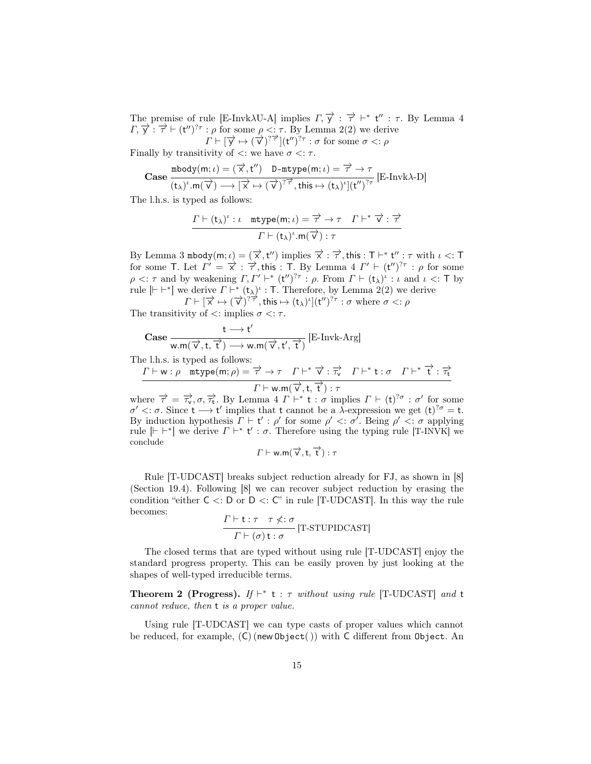The premise of rule [E-Invk$\lambda$U-A] implies $\Gamma, \overrightarrow{\mathsf{y}} : \overrightarrow{\tau} \vdash^* \mathsf{t}'' : \tau$. By Lemma 4 $\Gamma, \overrightarrow{\mathsf{y}} : \overrightarrow{\tau} \vdash (\mathsf{t}'')^{?\tau} : \rho$ for some $\rho <: \tau$. By Lemma 2(2) we derive

$$\Gamma \vdash [\overrightarrow{\mathsf{y}} \mapsto (\overrightarrow{\mathsf{v}})^{?\overrightarrow{\tau}}](\mathsf{t}'')^{?\tau} : \sigma \text{ for some } \sigma <: \rho$$

Finally by transitivity of $<:$ we have $\sigma <: \tau$.

**Case** $$\frac{\mathtt{mbody}(\mathsf{m};\iota) = (\overrightarrow{\mathsf{x}}, \mathsf{t}'') \quad \mathtt{D\text{-}mtype}(\mathsf{m};\iota) = \overrightarrow{\tau} \to \tau}{(\mathsf{t}_\lambda)^\iota.\mathsf{m}(\overrightarrow{\mathsf{v}}) \longrightarrow [\overrightarrow{\mathsf{x}} \mapsto (\overrightarrow{\mathsf{v}})^{?\overrightarrow{\tau}}, \mathsf{this} \mapsto (\mathsf{t}_\lambda)^\iota](\mathsf{t}'')^{?\tau}} \text{ [E-Invk}\lambda\text{-D]}$$

The l.h.s. is typed as follows:

$$\frac{\Gamma \vdash (\mathsf{t}_\lambda)^\iota : \iota \quad \mathtt{mtype}(\mathsf{m};\iota) = \overrightarrow{\tau} \to \tau \quad \Gamma \vdash^* \overrightarrow{\mathsf{v}} : \overrightarrow{\tau}}{\Gamma \vdash (\mathsf{t}_\lambda)^\iota.\mathsf{m}(\overrightarrow{\mathsf{v}}) : \tau}$$

By Lemma 3 $\mathtt{mbody}(\mathsf{m};\iota) = (\overrightarrow{\mathsf{x}}, \mathsf{t}'')$ implies $\overrightarrow{\mathsf{x}} : \overrightarrow{\tau}, \mathsf{this} : \mathsf{T} \vdash^* \mathsf{t}'' : \tau$ with $\iota <: \mathsf{T}$ for some $\mathsf{T}$. Let $\Gamma' = \overrightarrow{\mathsf{x}} : \overrightarrow{\tau}, \mathsf{this} : \mathsf{T}$. By Lemma 4 $\Gamma' \vdash (\mathsf{t}'')^{?\tau} : \rho$ for some $\rho <: \tau$ and by weakening $\Gamma, \Gamma' \vdash^* (\mathsf{t}'')^{?\tau} : \rho$. From $\Gamma \vdash (\mathsf{t}_\lambda)^\iota : \iota$ and $\iota <: \mathsf{T}$ by rule $[\vdash \vdash^*]$ we derive $\Gamma \vdash^* (\mathsf{t}_\lambda)^\iota : \mathsf{T}$. Therefore, by Lemma 2(2) we derive

$$\Gamma \vdash [\overrightarrow{\mathsf{x}} \mapsto (\overrightarrow{\mathsf{v}})^{?\overrightarrow{\tau}}, \mathsf{this} \mapsto (\mathsf{t}_\lambda)^\iota](\mathsf{t}'')^{?\tau} : \sigma \text{ where } \sigma <: \rho$$

The transitivity of $<:$ implies $\sigma <: \tau$.

**Case** $$\frac{\mathsf{t} \longrightarrow \mathsf{t}'}{\mathsf{w}.\mathsf{m}(\overrightarrow{\mathsf{v}}, \mathsf{t}, \overrightarrow{\mathsf{t}}) \longrightarrow \mathsf{w}.\mathsf{m}(\overrightarrow{\mathsf{v}}, \mathsf{t}', \overrightarrow{\mathsf{t}})} \text{ [E-Invk-Arg]}$$

The l.h.s. is typed as follows:

$$\frac{\Gamma \vdash \mathsf{w} : \rho \quad \mathtt{mtype}(\mathsf{m};\rho) = \overrightarrow{\tau} \to \tau \quad \Gamma \vdash^* \overrightarrow{\mathsf{v}} : \overrightarrow{\tau_\mathsf{v}} \quad \Gamma \vdash^* \mathsf{t} : \sigma \quad \Gamma \vdash^* \overrightarrow{\mathsf{t}} : \overrightarrow{\tau_\mathsf{t}}}{\Gamma \vdash \mathsf{w}.\mathsf{m}(\overrightarrow{\mathsf{v}}, \mathsf{t}, \overrightarrow{\mathsf{t}}) : \tau}$$

where $\overrightarrow{\tau} = \overrightarrow{\tau_\mathsf{v}}, \sigma, \overrightarrow{\tau_\mathsf{t}}$. By Lemma 4 $\Gamma \vdash^* \mathsf{t} : \sigma$ implies $\Gamma \vdash (\mathsf{t})^{?\sigma} : \sigma'$ for some $\sigma' <: \sigma$. Since $\mathsf{t} \longrightarrow \mathsf{t}'$ implies that $\mathsf{t}$ cannot be a $\lambda$-expression we get $(\mathsf{t})^{?\sigma} = \mathsf{t}$. By induction hypothesis $\Gamma \vdash \mathsf{t}' : \rho'$ for some $\rho' <: \sigma'$. Being $\rho' <: \sigma$ applying rule $[\vdash \vdash^*]$ we derive $\Gamma \vdash^* \mathsf{t}' : \sigma$. Therefore using the typing rule [T-INVK] we conclude

$$\Gamma \vdash \mathsf{w}.\mathsf{m}(\overrightarrow{\mathsf{v}}, \mathsf{t}, \overrightarrow{\mathsf{t}}) : \tau$$

Rule [T-UDCAST] breaks subject reduction already for FJ, as shown in [8] (Section 19.4). Following [8] we can recover subject reduction by erasing the condition "either $\mathsf{C} <: \mathsf{D}$ or $\mathsf{D} <: \mathsf{C}$" in rule [T-UDCAST]. In this way the rule becomes:

$$\frac{\Gamma \vdash \mathsf{t} : \tau \quad \tau \not<: \sigma}{\Gamma \vdash (\sigma)\,\mathsf{t} : \sigma} \text{ [T-STUPIDCAST]}$$

The closed terms that are typed without using rule [T-UDCAST] enjoy the standard progress property. This can be easily proven by just looking at the shapes of well-typed irreducible terms.

**Theorem 2 (Progress).** *If* $\vdash^* \mathsf{t} : \tau$ *without using rule* [T-UDCAST] *and* $\mathsf{t}$ *cannot reduce, then* $\mathsf{t}$ *is a proper value.*

Using rule [T-UDCAST] we can type casts of proper values which cannot be reduced, for example, $(\mathsf{C})\,(\mathsf{new\,Object}(\,))$ with $\mathsf{C}$ different from $\mathsf{Object}$. An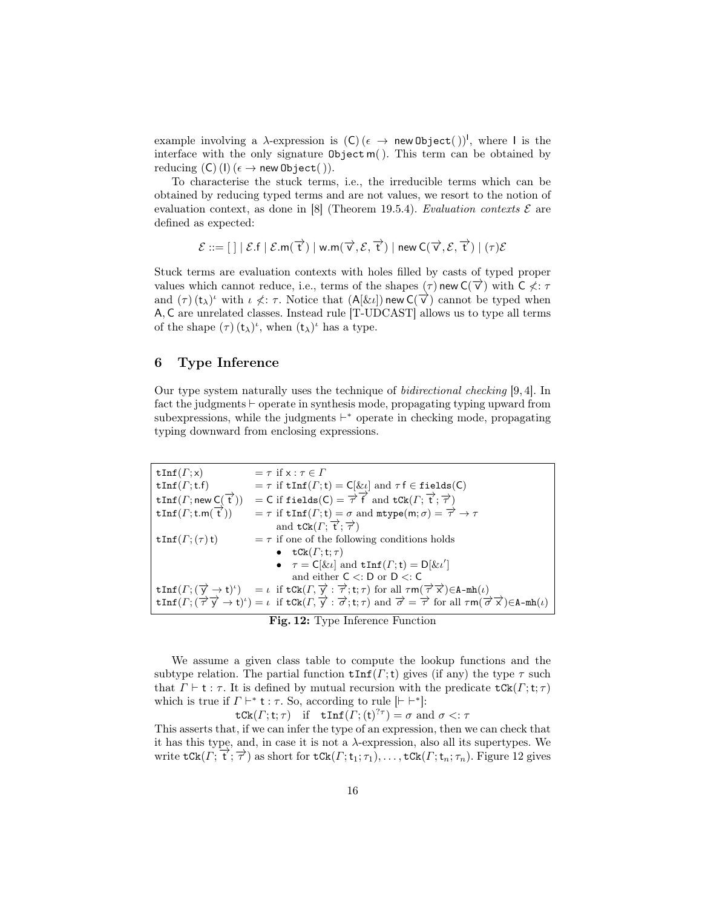example involving a λ-expression is $(\mathsf{C})\,(\epsilon \rightarrow \mathsf{new\,Object}(\,))^{\mathsf{I}}$, where $\mathsf{I}$ is the interface with the only signature $\mathtt{Object\,m}(\,)$. This term can be obtained by reducing $(\mathsf{C})\,(\mathsf{I})\,(\epsilon \rightarrow \mathsf{new\,Object}(\,))$.

To characterise the stuck terms, i.e., the irreducible terms which can be obtained by reducing typed terms and are not values, we resort to the notion of evaluation context, as done in [8] (Theorem 19.5.4). *Evaluation contexts* $\mathcal{E}$ are defined as expected:

$$\mathcal{E} ::= [\,] \mid \mathcal{E}.\mathsf{f} \mid \mathcal{E}.\mathsf{m}(\overrightarrow{\mathsf{t}}) \mid \mathsf{w}.\mathsf{m}(\overrightarrow{\mathsf{v}}, \mathcal{E}, \overrightarrow{\mathsf{t}}) \mid \mathsf{new\,C}(\overrightarrow{\mathsf{v}}, \mathcal{E}, \overrightarrow{\mathsf{t}}) \mid (\tau)\mathcal{E}$$

Stuck terms are evaluation contexts with holes filled by casts of typed proper values which cannot reduce, i.e., terms of the shapes $(\tau)\,\mathsf{new\,C}(\overrightarrow{\mathsf{v}})$ with $\mathsf{C} \not<: \tau$ and $(\tau)\,(\mathsf{t}_\lambda)^\iota$ with $\iota \not<: \tau$. Notice that $(\mathsf{A}[\&\iota])\,\mathsf{new\,C}(\overrightarrow{\mathsf{v}})$ cannot be typed when $\mathsf{A}, \mathsf{C}$ are unrelated classes. Instead rule [T-UDCAST] allows us to type all terms of the shape $(\tau)\,(\mathsf{t}_\lambda)^\iota$, when $(\mathsf{t}_\lambda)^\iota$ has a type.

# 6 Type Inference

Our type system naturally uses the technique of *bidirectional checking* [9, 4]. In fact the judgments $\vdash$ operate in synthesis mode, propagating typing upward from subexpressions, while the judgments $\vdash^*$ operate in checking mode, propagating typing downward from enclosing expressions.

| | |
|---|---|
| $\mathtt{tInf}(\Gamma;\mathsf{x})$ | $= \tau$ if $\mathsf{x} : \tau \in \Gamma$ |
| $\mathtt{tInf}(\Gamma;\mathsf{t.f})$ | $= \tau$ if $\mathtt{tInf}(\Gamma;\mathsf{t}) = \mathsf{C}[\&\iota]$ and $\tau\,\mathsf{f} \in \mathtt{fields}(\mathsf{C})$ |
| $\mathtt{tInf}(\Gamma;\mathsf{new\,C}(\overrightarrow{\mathsf{t}}))$ | $= \mathsf{C}$ if $\mathtt{fields}(\mathsf{C}) = \overrightarrow{\tau}\,\overrightarrow{\mathsf{f}}$ and $\mathtt{tCk}(\Gamma;\overrightarrow{\mathsf{t}};\overrightarrow{\tau})$ |
| $\mathtt{tInf}(\Gamma;\mathsf{t.m}(\overrightarrow{\mathsf{t}}))$ | $= \tau$ if $\mathtt{tInf}(\Gamma;\mathsf{t}) = \sigma$ and $\mathtt{mtype}(\mathsf{m};\sigma) = \overrightarrow{\tau} \rightarrow \tau$ and $\mathtt{tCk}(\Gamma;\overrightarrow{\mathsf{t}};\overrightarrow{\tau})$ |
| $\mathtt{tInf}(\Gamma;(\tau)\,\mathsf{t})$ | $= \tau$ if one of the following conditions holds: • $\mathtt{tCk}(\Gamma;\mathsf{t};\tau)$ • $\tau = \mathsf{C}[\&\iota]$ and $\mathtt{tInf}(\Gamma;\mathsf{t}) = \mathsf{D}[\&\iota']$ and either $\mathsf{C} <: \mathsf{D}$ or $\mathsf{D} <: \mathsf{C}$ |
| $\mathtt{tInf}(\Gamma;(\overrightarrow{\mathsf{y}} \rightarrow \mathsf{t})^\iota)$ | $= \iota$ if $\mathtt{tCk}(\Gamma, \overrightarrow{\mathsf{y}} : \overrightarrow{\tau};\mathsf{t};\tau)$ for all $\tau\mathsf{m}(\overrightarrow{\tau}\,\overrightarrow{\mathsf{x}}) \in \mathtt{A\text{-}mh}(\iota)$ |
| $\mathtt{tInf}(\Gamma;(\overrightarrow{\tau}\,\overrightarrow{\mathsf{y}} \rightarrow \mathsf{t})^\iota)$ | $= \iota$ if $\mathtt{tCk}(\Gamma, \overrightarrow{\mathsf{y}} : \overrightarrow{\sigma};\mathsf{t};\tau)$ and $\overrightarrow{\sigma} = \overrightarrow{\tau}$ for all $\tau\mathsf{m}(\overrightarrow{\sigma}\,\overrightarrow{\mathsf{x}}) \in \mathtt{A\text{-}mh}(\iota)$ |

**Fig. 12:** Type Inference Function

We assume a given class table to compute the lookup functions and the subtype relation. The partial function $\mathtt{tInf}(\Gamma;\mathsf{t})$ gives (if any) the type $\tau$ such that $\Gamma \vdash \mathsf{t} : \tau$. It is defined by mutual recursion with the predicate $\mathtt{tCk}(\Gamma;\mathsf{t};\tau)$ which is true if $\Gamma \vdash^* \mathsf{t} : \tau$. So, according to rule $[\vdash \vdash^*]$:

$$\mathtt{tCk}(\Gamma;\mathsf{t};\tau) \quad \text{if} \quad \mathtt{tInf}(\Gamma;(\mathsf{t})^{?\tau}) = \sigma \text{ and } \sigma <: \tau$$

This asserts that, if we can infer the type of an expression, then we can check that it has this type, and, in case it is not a λ-expression, also all its supertypes. We write $\mathtt{tCk}(\Gamma;\overrightarrow{\mathsf{t}};\overrightarrow{\tau})$ as short for $\mathtt{tCk}(\Gamma;\mathsf{t}_1;\tau_1), \ldots, \mathtt{tCk}(\Gamma;\mathsf{t}_n;\tau_n)$. Figure 12 gives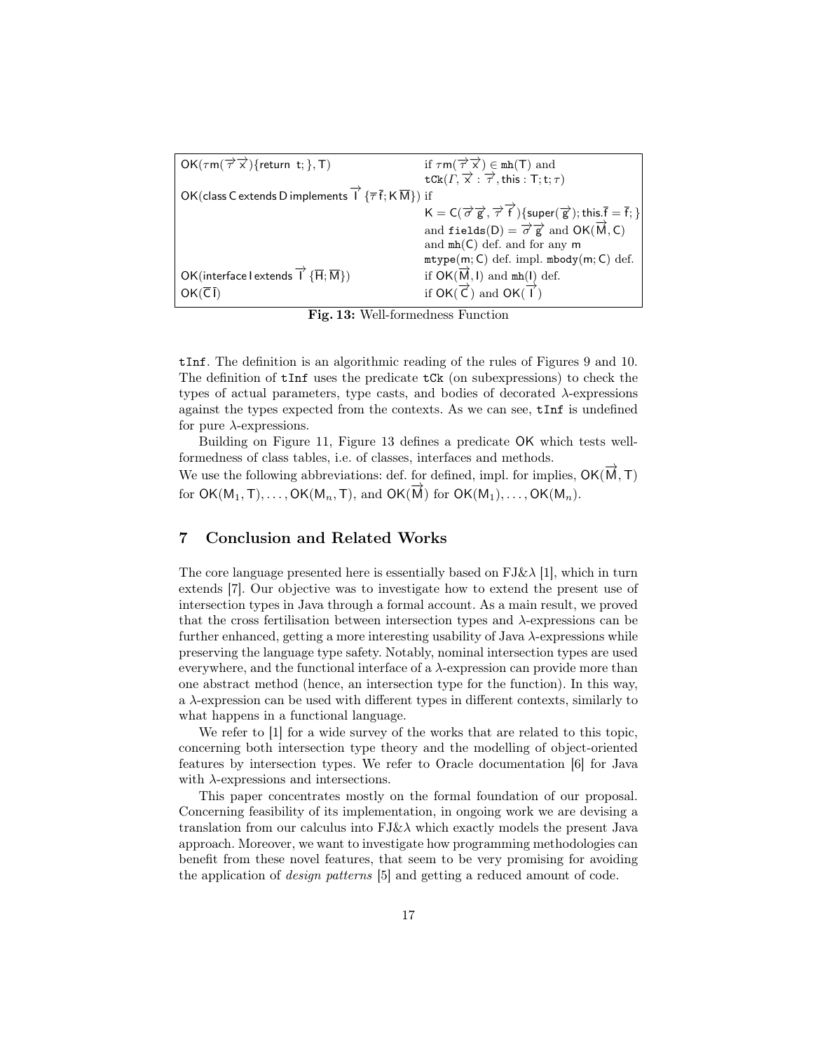| | |
|---|---|
| $\mathsf{OK}(\tau \mathsf{m}(\overrightarrow{\tau}\,\overrightarrow{x})\{\mathsf{return\ t;}\}, \mathsf{T})$ | if $\tau \mathsf{m}(\overrightarrow{\tau}\,\overrightarrow{x}) \in \mathtt{mh}(\mathsf{T})$ and $\mathtt{tCk}(\Gamma, \overrightarrow{x} : \overrightarrow{\tau}, \mathsf{this} : \mathsf{T}; \mathsf{t}; \tau)$ |
| $\mathsf{OK}(\mathsf{class\ C\ extends\ D\ implements}\ \overrightarrow{\mathsf{I}}\ \{\overline{\tau}\,\overline{\mathsf{f}}; \mathsf{K}\,\overline{\mathsf{M}}\})$ if | $\mathsf{K} = \mathsf{C}(\overrightarrow{\sigma}\,\overrightarrow{\mathsf{g}}, \overrightarrow{\tau}\,\overrightarrow{\mathsf{f}})\{\mathsf{super}(\overrightarrow{\mathsf{g}}); \mathsf{this}.\overline{\mathsf{f}} = \overline{\mathsf{f}};\}$ and $\mathtt{fields}(\mathsf{D}) = \overrightarrow{\sigma}\,\overrightarrow{\mathsf{g}}$ and $\mathsf{OK}(\overrightarrow{\mathsf{M}}, \mathsf{C})$ and $\mathtt{mh}(\mathsf{C})$ def. and for any $\mathsf{m}$ $\mathtt{mtype}(\mathsf{m}; \mathsf{C})$ def. impl. $\mathtt{mbody}(\mathsf{m}; \mathsf{C})$ def. |
| $\mathsf{OK}(\mathsf{interface\ I\ extends}\ \overrightarrow{\mathsf{I}}\ \{\overline{\mathsf{H}}; \overline{\mathsf{M}}\})$ | if $\mathsf{OK}(\overrightarrow{\mathsf{M}}, \mathsf{I})$ and $\mathtt{mh}(\mathsf{I})$ def. |
| $\mathsf{OK}(\overline{\mathsf{C}}\,\overline{\mathsf{I}})$ | if $\mathsf{OK}(\overrightarrow{\mathsf{C}})$ and $\mathsf{OK}(\overrightarrow{\mathsf{I}})$ |

**Fig. 13:** Well-formedness Function

tInf. The definition is an algorithmic reading of the rules of Figures 9 and 10. The definition of tInf uses the predicate tCk (on subexpressions) to check the types of actual parameters, type casts, and bodies of decorated $\lambda$-expressions against the types expected from the contexts. As we can see, tInf is undefined for pure $\lambda$-expressions.

Building on Figure 11, Figure 13 defines a predicate OK which tests well-formedness of class tables, i.e. of classes, interfaces and methods.
We use the following abbreviations: def. for defined, impl. for implies, $\mathsf{OK}(\overrightarrow{\mathsf{M}}, \mathsf{T})$ for $\mathsf{OK}(\mathsf{M}_1, \mathsf{T}), \ldots, \mathsf{OK}(\mathsf{M}_n, \mathsf{T})$, and $\mathsf{OK}(\overrightarrow{\mathsf{M}})$ for $\mathsf{OK}(\mathsf{M}_1), \ldots, \mathsf{OK}(\mathsf{M}_n)$.

## 7 Conclusion and Related Works

The core language presented here is essentially based on FJ&$\lambda$ [1], which in turn extends [7]. Our objective was to investigate how to extend the present use of intersection types in Java through a formal account. As a main result, we proved that the cross fertilisation between intersection types and $\lambda$-expressions can be further enhanced, getting a more interesting usability of Java $\lambda$-expressions while preserving the language type safety. Notably, nominal intersection types are used everywhere, and the functional interface of a $\lambda$-expression can provide more than one abstract method (hence, an intersection type for the function). In this way, a $\lambda$-expression can be used with different types in different contexts, similarly to what happens in a functional language.

We refer to [1] for a wide survey of the works that are related to this topic, concerning both intersection type theory and the modelling of object-oriented features by intersection types. We refer to Oracle documentation [6] for Java with $\lambda$-expressions and intersections.

This paper concentrates mostly on the formal foundation of our proposal. Concerning feasibility of its implementation, in ongoing work we are devising a translation from our calculus into FJ&$\lambda$ which exactly models the present Java approach. Moreover, we want to investigate how programming methodologies can benefit from these novel features, that seem to be very promising for avoiding the application of *design patterns* [5] and getting a reduced amount of code.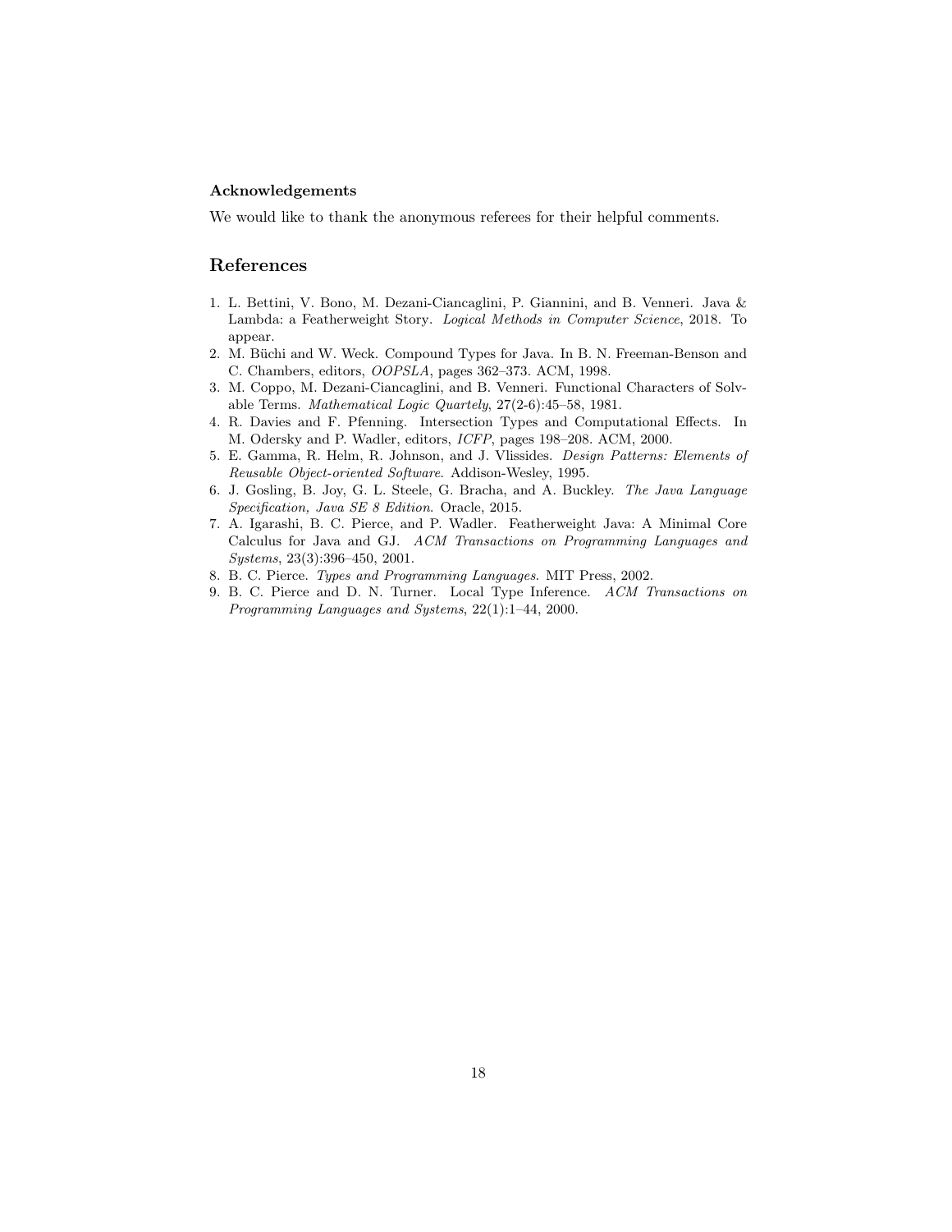#### Acknowledgements

We would like to thank the anonymous referees for their helpful comments.

## References

1. L. Bettini, V. Bono, M. Dezani-Ciancaglini, P. Giannini, and B. Venneri. Java & Lambda: a Featherweight Story. *Logical Methods in Computer Science*, 2018. To appear.
2. M. Büchi and W. Weck. Compound Types for Java. In B. N. Freeman-Benson and C. Chambers, editors, *OOPSLA*, pages 362–373. ACM, 1998.
3. M. Coppo, M. Dezani-Ciancaglini, and B. Venneri. Functional Characters of Solvable Terms. *Mathematical Logic Quartely*, 27(2-6):45–58, 1981.
4. R. Davies and F. Pfenning. Intersection Types and Computational Effects. In M. Odersky and P. Wadler, editors, *ICFP*, pages 198–208. ACM, 2000.
5. E. Gamma, R. Helm, R. Johnson, and J. Vlissides. *Design Patterns: Elements of Reusable Object-oriented Software*. Addison-Wesley, 1995.
6. J. Gosling, B. Joy, G. L. Steele, G. Bracha, and A. Buckley. *The Java Language Specification, Java SE 8 Edition*. Oracle, 2015.
7. A. Igarashi, B. C. Pierce, and P. Wadler. Featherweight Java: A Minimal Core Calculus for Java and GJ. *ACM Transactions on Programming Languages and Systems*, 23(3):396–450, 2001.
8. B. C. Pierce. *Types and Programming Languages*. MIT Press, 2002.
9. B. C. Pierce and D. N. Turner. Local Type Inference. *ACM Transactions on Programming Languages and Systems*, 22(1):1–44, 2000.